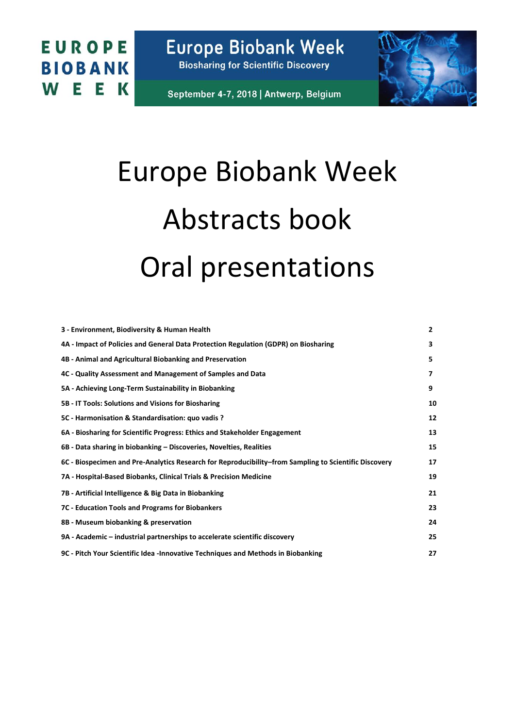EUROPE BIOBANK WEEK

Europe Biobank Week
Biosharing for Scientific Discovery

September 4-7, 2018 | Antwerp, Belgium

# Europe Biobank Week

# Abstracts book

# Oral presentations

| | |
|---|---|
| **3 - Environment, Biodiversity & Human Health** | **2** |
| **4A - Impact of Policies and General Data Protection Regulation (GDPR) on Biosharing** | **3** |
| **4B - Animal and Agricultural Biobanking and Preservation** | **5** |
| **4C - Quality Assessment and Management of Samples and Data** | **7** |
| **5A - Achieving Long-Term Sustainability in Biobanking** | **9** |
| **5B - IT Tools: Solutions and Visions for Biosharing** | **10** |
| **5C - Harmonisation & Standardisation: quo vadis ?** | **12** |
| **6A - Biosharing for Scientific Progress: Ethics and Stakeholder Engagement** | **13** |
| **6B - Data sharing in biobanking – Discoveries, Novelties, Realities** | **15** |
| **6C - Biospecimen and Pre-Analytics Research for Reproducibility–from Sampling to Scientific Discovery** | **17** |
| **7A - Hospital-Based Biobanks, Clinical Trials & Precision Medicine** | **19** |
| **7B - Artificial Intelligence & Big Data in Biobanking** | **21** |
| **7C - Education Tools and Programs for Biobankers** | **23** |
| **8B - Museum biobanking & preservation** | **24** |
| **9A - Academic – industrial partnerships to accelerate scientific discovery** | **25** |
| **9C - Pitch Your Scientific Idea -Innovative Techniques and Methods in Biobanking** | **27** |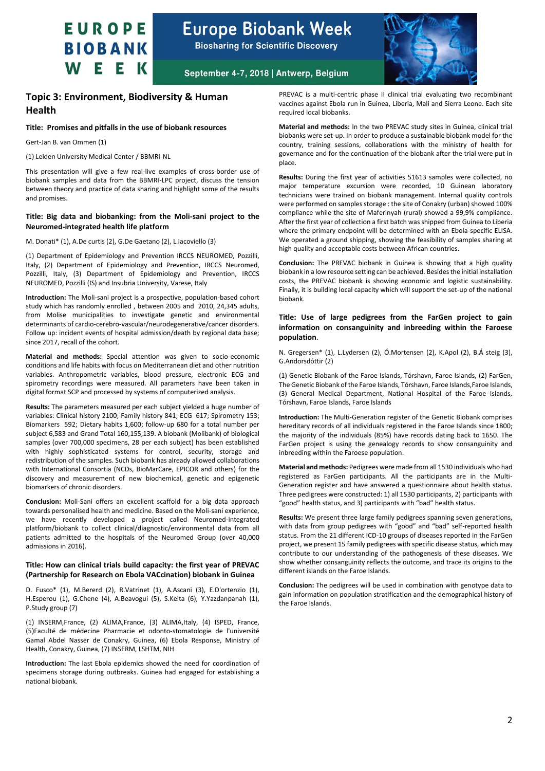## Topic 3: Environment, Biodiversity & Human Health

**Title: Promises and pitfalls in the use of biobank resources**

Gert-Jan B. van Ommen (1)

(1) Leiden University Medical Center / BBMRI-NL

This presentation will give a few real-live examples of cross-border use of biobank samples and data from the BBMRI-LPC project, discuss the tension between theory and practice of data sharing and highlight some of the results and promises.

**Title: Big data and biobanking: from the Moli-sani project to the Neuromed-integrated health life platform**

M. Donati* (1), A.De curtis (2), G.De Gaetano (2), L.Iacoviello (3)

(1) Department of Epidemiology and Prevention IRCCS NEUROMED, Pozzilli, Italy, (2) Department of Epidemiology and Prevention, IRCCS Neuromed, Pozzilli, Italy, (3) Department of Epidemiology and Prevention, IRCCS NEUROMED, Pozzilli (IS) and Insubria University, Varese, Italy

**Introduction:** The Moli-sani project is a prospective, population-based cohort study which has randomly enrolled , between 2005 and 2010, 24,345 adults, from Molise municipalities to investigate genetic and environmental determinants of cardio-cerebro-vascular/neurodegenerative/cancer disorders. Follow up: incident events of hospital admission/death by regional data base; since 2017, recall of the cohort.

**Material and methods:** Special attention was given to socio-economic conditions and life habits with focus on Mediterranean diet and other nutrition variables. Anthropometric variables, blood pressure, electronic ECG and spirometry recordings were measured. All parameters have been taken in digital format SCP and processed by systems of computerized analysis.

**Results:** The parameters measured per each subject yielded a huge number of variables: Clinical history 2100; Family history 841; ECG 617; Spirometry 153; Biomarkers 592; Dietary habits 1,600; follow-up 680 for a total number per subject 6,583 and Grand Total 160,155,139. A biobank (Molibank) of biological samples (over 700,000 specimens, 28 per each subject) has been established with highly sophisticated systems for control, security, storage and redistribution of the samples. Such biobank has already allowed collaborations with International Consortia (NCDs, BioMarCare, EPICOR and others) for the discovery and measurement of new biochemical, genetic and epigenetic biomarkers of chronic disorders.

**Conclusion:** Moli-Sani offers an excellent scaffold for a big data approach towards personalised health and medicine. Based on the Moli-sani experience, we have recently developed a project called Neuromed-integrated platform/biobank to collect clinical/diagnostic/environmental data from all patients admitted to the hospitals of the Neuromed Group (over 40,000 admissions in 2016).

**Title: How can clinical trials build capacity: the first year of PREVAC (Partnership for Research on Ebola VACcination) biobank in Guinea**

D. Fusco* (1), M.Bererd (2), R.Vatrinet (1), A.Ascani (3), E.D'ortenzio (1), H.Esperou (1), G.Chene (4), A.Beavogui (5), S.Keita (6), Y.Yazdanpanah (1), P.Study group (7)

(1) INSERM,France, (2) ALIMA,France, (3) ALIMA,Italy, (4) ISPED, France, (5)Faculté de médecine Pharmacie et odonto-stomatologie de l'université Gamal Abdel Nasser de Conakry, Guinea, (6) Ebola Response, Ministry of Health, Conakry, Guinea, (7) INSERM, LSHTM, NIH

**Introduction:** The last Ebola epidemics showed the need for coordination of specimens storage during outbreaks. Guinea had engaged for establishing a national biobank.

PREVAC is a multi-centric phase II clinical trial evaluating two recombinant vaccines against Ebola run in Guinea, Liberia, Mali and Sierra Leone. Each site required local biobanks.

**Material and methods:** In the two PREVAC study sites in Guinea, clinical trial biobanks were set-up. In order to produce a sustainable biobank model for the country, training sessions, collaborations with the ministry of health for governance and for the continuation of the biobank after the trial were put in place.

**Results:** During the first year of activities 51613 samples were collected, no major temperature excursion were recorded, 10 Guinean laboratory technicians were trained on biobank management. Internal quality controls were performed on samples storage : the site of Conakry (urban) showed 100% compliance while the site of Maferinyah (rural) showed a 99,9% compliance. After the first year of collection a first batch was shipped from Guinea to Liberia where the primary endpoint will be determined with an Ebola-specific ELISA. We operated a ground shipping, showing the feasibility of samples sharing at high quality and acceptable costs between African countries.

**Conclusion:** The PREVAC biobank in Guinea is showing that a high quality biobank in a low resource setting can be achieved. Besides the initial installation costs, the PREVAC biobank is showing economic and logistic sustainability. Finally, it is building local capacity which will support the set-up of the national biobank.

**Title: Use of large pedigrees from the FarGen project to gain information on consanguinity and inbreeding within the Faroese population.**

N. Gregersen* (1), L.Lydersen (2), Ó.Mortensen (2), K.Apol (2), B.Á steig (3), G.Andorsdóttir (2)

(1) Genetic Biobank of the Faroe Islands, Tórshavn, Faroe Islands, (2) FarGen, The Genetic Biobank of the Faroe Islands, Tórshavn, Faroe Islands,Faroe Islands, (3) General Medical Department, National Hospital of the Faroe Islands, Tórshavn, Faroe Islands, Faroe Islands

**Introduction:** The Multi-Generation register of the Genetic Biobank comprises hereditary records of all individuals registered in the Faroe Islands since 1800; the majority of the individuals (85%) have records dating back to 1650. The FarGen project is using the genealogy records to show consanguinity and inbreeding within the Faroese population.

**Material and methods:** Pedigrees were made from all 1530 individuals who had registered as FarGen participants. All the participants are in the Multi-Generation register and have answered a questionnaire about health status. Three pedigrees were constructed: 1) all 1530 participants, 2) participants with "good" health status, and 3) participants with "bad" health status.

**Results:** We present three large family pedigrees spanning seven generations, with data from group pedigrees with "good" and "bad" self-reported health status. From the 21 different ICD-10 groups of diseases reported in the FarGen project, we present 15 family pedigrees with specific disease status, which may contribute to our understanding of the pathogenesis of these diseases. We show whether consanguinity reflects the outcome, and trace its origins to the different islands on the Faroe Islands.

**Conclusion:** The pedigrees will be used in combination with genotype data to gain information on population stratification and the demographical history of the Faroe Islands.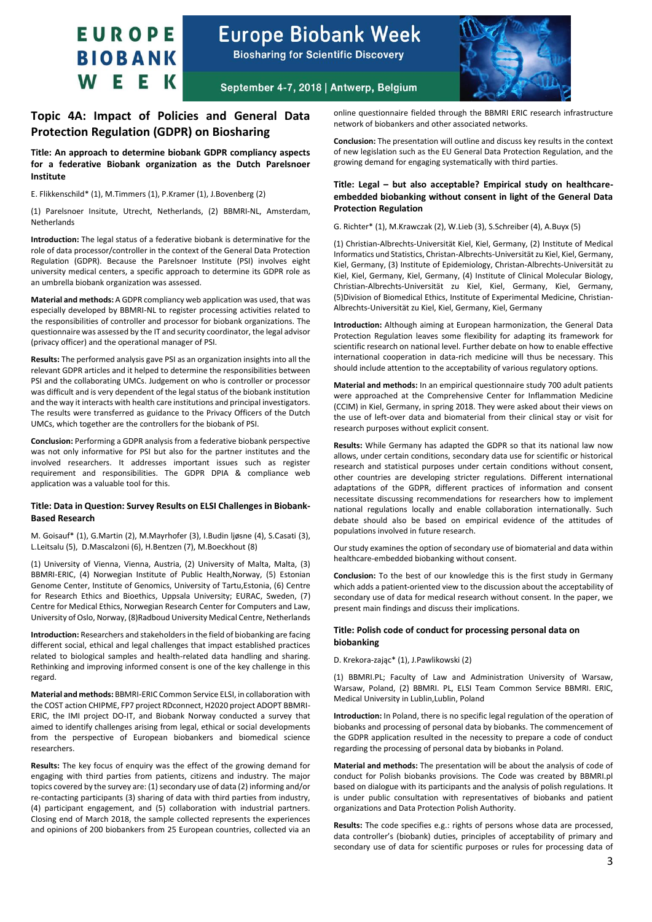## Topic 4A: Impact of Policies and General Data Protection Regulation (GDPR) on Biosharing

### Title: An approach to determine biobank GDPR compliancy aspects for a federative Biobank organization as the Dutch Parelsnoer Institute

E. Flikkenschild* (1), M.Timmers (1), P.Kramer (1), J.Bovenberg (2)

(1) Parelsnoer Insitute, Utrecht, Netherlands, (2) BBMRI-NL, Amsterdam, Netherlands

**Introduction:** The legal status of a federative biobank is determinative for the role of data processor/controller in the context of the General Data Protection Regulation (GDPR). Because the Parelsnoer Institute (PSI) involves eight university medical centers, a specific approach to determine its GDPR role as an umbrella biobank organization was assessed.

**Material and methods:** A GDPR compliancy web application was used, that was especially developed by BBMRI-NL to register processing activities related to the responsibilities of controller and processor for biobank organizations. The questionnaire was assessed by the IT and security coordinator, the legal advisor (privacy officer) and the operational manager of PSI.

**Results:** The performed analysis gave PSI as an organization insights into all the relevant GDPR articles and it helped to determine the responsibilities between PSI and the collaborating UMCs. Judgement on who is controller or processor was difficult and is very dependent of the legal status of the biobank institution and the way it interacts with health care institutions and principal investigators. The results were transferred as guidance to the Privacy Officers of the Dutch UMCs, which together are the controllers for the biobank of PSI.

**Conclusion:** Performing a GDPR analysis from a federative biobank perspective was not only informative for PSI but also for the partner institutes and the involved researchers. It addresses important issues such as register requirement and responsibilities. The GDPR DPIA & compliance web application was a valuable tool for this.

### Title: Data in Question: Survey Results on ELSI Challenges in Biobank-Based Research

M. Goisauf* (1), G.Martin (2), M.Mayrhofer (3), I.Budin ljøsne (4), S.Casati (3), L.Leitsalu (5), D.Mascalzoni (6), H.Bentzen (7), M.Boeckhout (8)

(1) University of Vienna, Vienna, Austria, (2) University of Malta, Malta, (3) BBMRI-ERIC, (4) Norwegian Institute of Public Health,Norway, (5) Estonian Genome Center, Institute of Genomics, University of Tartu,Estonia, (6) Centre for Research Ethics and Bioethics, Uppsala University; EURAC, Sweden, (7) Centre for Medical Ethics, Norwegian Research Center for Computers and Law, University of Oslo, Norway, (8)Radboud University Medical Centre, Netherlands

**Introduction:** Researchers and stakeholders in the field of biobanking are facing different social, ethical and legal challenges that impact established practices related to biological samples and health-related data handling and sharing. Rethinking and improving informed consent is one of the key challenge in this regard.

**Material and methods:** BBMRI-ERIC Common Service ELSI, in collaboration with the COST action CHIPME, FP7 project RDconnect, H2020 project ADOPT BBMRI-ERIC, the IMI project DO-IT, and Biobank Norway conducted a survey that aimed to identify challenges arising from legal, ethical or social developments from the perspective of European biobankers and biomedical science researchers.

**Results:** The key focus of enquiry was the effect of the growing demand for engaging with third parties from patients, citizens and industry. The major topics covered by the survey are: (1) secondary use of data (2) informing and/or re-contacting participants (3) sharing of data with third parties from industry, (4) participant engagement, and (5) collaboration with industrial partners. Closing end of March 2018, the sample collected represents the experiences and opinions of 200 biobankers from 25 European countries, collected via an online questionnaire fielded through the BBMRI ERIC research infrastructure network of biobankers and other associated networks.

**Conclusion:** The presentation will outline and discuss key results in the context of new legislation such as the EU General Data Protection Regulation, and the growing demand for engaging systematically with third parties.

### Title: Legal – but also acceptable? Empirical study on healthcare-embedded biobanking without consent in light of the General Data Protection Regulation

G. Richter* (1), M.Krawczak (2), W.Lieb (3), S.Schreiber (4), A.Buyx (5)

(1) Christian-Albrechts-Universität Kiel, Kiel, Germany, (2) Institute of Medical Informatics und Statistics, Christan-Albrechts-Universität zu Kiel, Kiel, Germany, Kiel, Germany, (3) Institute of Epidemiology, Christian-Albrechts-Universität zu Kiel, Kiel, Germany, Kiel, Germany, (4) Institute of Clinical Molecular Biology, Christian-Albrechts-Universität zu Kiel, Kiel, Germany, Kiel, Germany, (5)Division of Biomedical Ethics, Institute of Experimental Medicine, Christian-Albrechts-Universität zu Kiel, Kiel, Germany, Kiel, Germany

**Introduction:** Although aiming at European harmonization, the General Data Protection Regulation leaves some flexibility for adapting its framework for scientific research on national level. Further debate on how to enable effective international cooperation in data-rich medicine will thus be necessary. This should include attention to the acceptability of various regulatory options.

**Material and methods:** In an empirical questionnaire study 700 adult patients were approached at the Comprehensive Center for Inflammation Medicine (CCIM) in Kiel, Germany, in spring 2018. They were asked about their views on the use of left-over data and biomaterial from their clinical stay or visit for research purposes without explicit consent.

**Results:** While Germany has adapted the GDPR so that its national law now allows, under certain conditions, secondary data use for scientific or historical research and statistical purposes under certain conditions without consent, other countries are developing stricter regulations. Different international adaptations of the GDPR, different practices of information and consent necessitate discussing recommendations for researchers how to implement national regulations locally and enable collaboration internationally. Such debate should also be based on empirical evidence of the attitudes of populations involved in future research.

Our study examines the option of secondary use of biomaterial and data within healthcare-embedded biobanking without consent.

**Conclusion:** To the best of our knowledge this is the first study in Germany which adds a patient-oriented view to the discussion about the acceptability of secondary use of data for medical research without consent. In the paper, we present main findings and discuss their implications.

### Title: Polish code of conduct for processing personal data on biobanking

D. Krekora-zając* (1), J.Pawlikowski (2)

(1) BBMRI.PL; Faculty of Law and Administration University of Warsaw, Warsaw, Poland, (2) BBMRI. PL, ELSI Team Common Service BBMRI. ERIC, Medical University in Lublin,Lublin, Poland

**Introduction:** In Poland, there is no specific legal regulation of the operation of biobanks and processing of personal data by biobanks. The commencement of the GDPR application resulted in the necessity to prepare a code of conduct regarding the processing of personal data by biobanks in Poland.

**Material and methods:** The presentation will be about the analysis of code of conduct for Polish biobanks provisions. The Code was created by BBMRI.pl based on dialogue with its participants and the analysis of polish regulations. It is under public consultation with representatives of biobanks and patient organizations and Data Protection Polish Authority.

**Results:** The code specifies e.g.: rights of persons whose data are processed, data controller's (biobank) duties, principles of acceptability of primary and secondary use of data for scientific purposes or rules for processing data of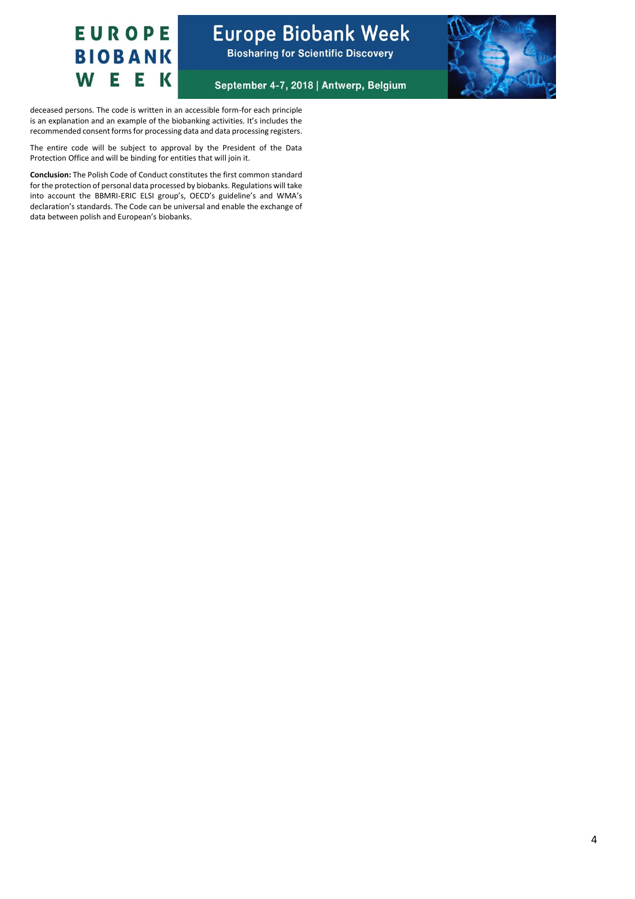deceased persons. The code is written in an accessible form-for each principle is an explanation and an example of the biobanking activities. It's includes the recommended consent forms for processing data and data processing registers.

The entire code will be subject to approval by the President of the Data Protection Office and will be binding for entities that will join it.

**Conclusion:** The Polish Code of Conduct constitutes the first common standard for the protection of personal data processed by biobanks. Regulations will take into account the BBMRI-ERIC ELSI group's, OECD's guideline's and WMA's declaration's standards. The Code can be universal and enable the exchange of data between polish and European's biobanks.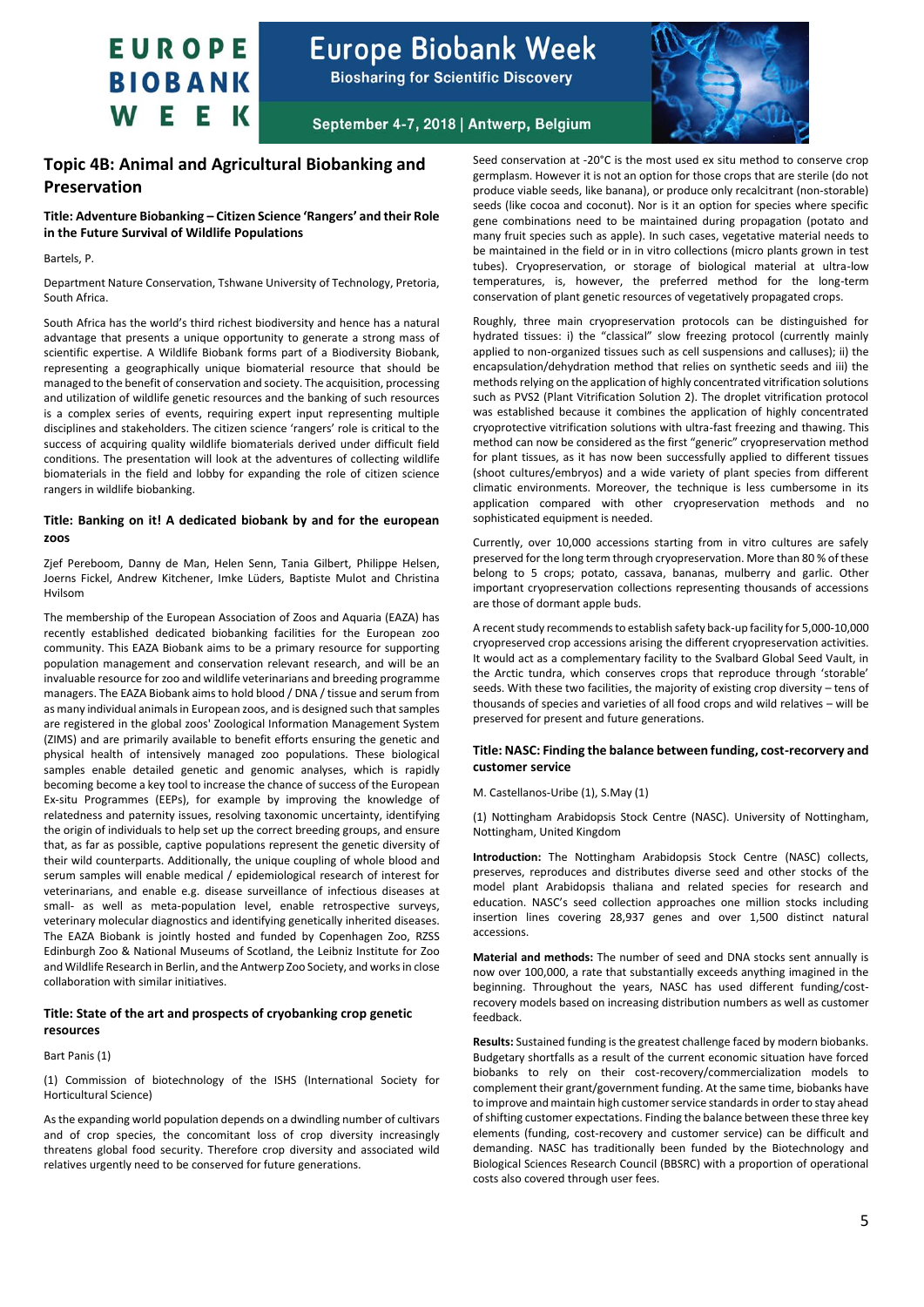## Topic 4B: Animal and Agricultural Biobanking and Preservation

### Title: Adventure Biobanking – Citizen Science 'Rangers' and their Role in the Future Survival of Wildlife Populations

Bartels, P.

Department Nature Conservation, Tshwane University of Technology, Pretoria, South Africa.

South Africa has the world's third richest biodiversity and hence has a natural advantage that presents a unique opportunity to generate a strong mass of scientific expertise. A Wildlife Biobank forms part of a Biodiversity Biobank, representing a geographically unique biomaterial resource that should be managed to the benefit of conservation and society. The acquisition, processing and utilization of wildlife genetic resources and the banking of such resources is a complex series of events, requiring expert input representing multiple disciplines and stakeholders. The citizen science 'rangers' role is critical to the success of acquiring quality wildlife biomaterials derived under difficult field conditions. The presentation will look at the adventures of collecting wildlife biomaterials in the field and lobby for expanding the role of citizen science rangers in wildlife biobanking.

### Title: Banking on it! A dedicated biobank by and for the european zoos

Zjef Pereboom, Danny de Man, Helen Senn, Tania Gilbert, Philippe Helsen, Joerns Fickel, Andrew Kitchener, Imke Lüders, Baptiste Mulot and Christina Hvilsom

The membership of the European Association of Zoos and Aquaria (EAZA) has recently established dedicated biobanking facilities for the European zoo community. This EAZA Biobank aims to be a primary resource for supporting population management and conservation relevant research, and will be an invaluable resource for zoo and wildlife veterinarians and breeding programme managers. The EAZA Biobank aims to hold blood / DNA / tissue and serum from as many individual animals in European zoos, and is designed such that samples are registered in the global zoos' Zoological Information Management System (ZIMS) and are primarily available to benefit efforts ensuring the genetic and physical health of intensively managed zoo populations. These biological samples enable detailed genetic and genomic analyses, which is rapidly becoming become a key tool to increase the chance of success of the European Ex-situ Programmes (EEPs), for example by improving the knowledge of relatedness and paternity issues, resolving taxonomic uncertainty, identifying the origin of individuals to help set up the correct breeding groups, and ensure that, as far as possible, captive populations represent the genetic diversity of their wild counterparts. Additionally, the unique coupling of whole blood and serum samples will enable medical / epidemiological research of interest for veterinarians, and enable e.g. disease surveillance of infectious diseases at small- as well as meta-population level, enable retrospective surveys, veterinary molecular diagnostics and identifying genetically inherited diseases. The EAZA Biobank is jointly hosted and funded by Copenhagen Zoo, RZSS Edinburgh Zoo & National Museums of Scotland, the Leibniz Institute for Zoo and Wildlife Research in Berlin, and the Antwerp Zoo Society, and works in close collaboration with similar initiatives.

### Title: State of the art and prospects of cryobanking crop genetic resources

Bart Panis (1)

(1) Commission of biotechnology of the ISHS (International Society for Horticultural Science)

As the expanding world population depends on a dwindling number of cultivars and of crop species, the concomitant loss of crop diversity increasingly threatens global food security. Therefore crop diversity and associated wild relatives urgently need to be conserved for future generations.

Seed conservation at -20°C is the most used ex situ method to conserve crop germplasm. However it is not an option for those crops that are sterile (do not produce viable seeds, like banana), or produce only recalcitrant (non-storable) seeds (like cocoa and coconut). Nor is it an option for species where specific gene combinations need to be maintained during propagation (potato and many fruit species such as apple). In such cases, vegetative material needs to be maintained in the field or in in vitro collections (micro plants grown in test tubes). Cryopreservation, or storage of biological material at ultra-low temperatures, is, however, the preferred method for the long-term conservation of plant genetic resources of vegetatively propagated crops.

Roughly, three main cryopreservation protocols can be distinguished for hydrated tissues: i) the "classical" slow freezing protocol (currently mainly applied to non-organized tissues such as cell suspensions and calluses); ii) the encapsulation/dehydration method that relies on synthetic seeds and iii) the methods relying on the application of highly concentrated vitrification solutions such as PVS2 (Plant Vitrification Solution 2). The droplet vitrification protocol was established because it combines the application of highly concentrated cryoprotective vitrification solutions with ultra-fast freezing and thawing. This method can now be considered as the first "generic" cryopreservation method for plant tissues, as it has now been successfully applied to different tissues (shoot cultures/embryos) and a wide variety of plant species from different climatic environments. Moreover, the technique is less cumbersome in its application compared with other cryopreservation methods and no sophisticated equipment is needed.

Currently, over 10,000 accessions starting from in vitro cultures are safely preserved for the long term through cryopreservation. More than 80 % of these belong to 5 crops; potato, cassava, bananas, mulberry and garlic. Other important cryopreservation collections representing thousands of accessions are those of dormant apple buds.

A recent study recommends to establish safety back-up facility for 5,000-10,000 cryopreserved crop accessions arising the different cryopreservation activities. It would act as a complementary facility to the Svalbard Global Seed Vault, in the Arctic tundra, which conserves crops that reproduce through 'storable' seeds. With these two facilities, the majority of existing crop diversity – tens of thousands of species and varieties of all food crops and wild relatives – will be preserved for present and future generations.

### Title: NASC: Finding the balance between funding, cost-recovery and customer service

M. Castellanos-Uribe (1), S.May (1)

(1) Nottingham Arabidopsis Stock Centre (NASC). University of Nottingham, Nottingham, United Kingdom

**Introduction:** The Nottingham Arabidopsis Stock Centre (NASC) collects, preserves, reproduces and distributes diverse seed and other stocks of the model plant Arabidopsis thaliana and related species for research and education. NASC's seed collection approaches one million stocks including insertion lines covering 28,937 genes and over 1,500 distinct natural accessions.

**Material and methods:** The number of seed and DNA stocks sent annually is now over 100,000, a rate that substantially exceeds anything imagined in the beginning. Throughout the years, NASC has used different funding/cost-recovery models based on increasing distribution numbers as well as customer feedback.

**Results:** Sustained funding is the greatest challenge faced by modern biobanks. Budgetary shortfalls as a result of the current economic situation have forced biobanks to rely on their cost-recovery/commercialization models to complement their grant/government funding. At the same time, biobanks have to improve and maintain high customer service standards in order to stay ahead of shifting customer expectations. Finding the balance between these three key elements (funding, cost-recovery and customer service) can be difficult and demanding. NASC has traditionally been funded by the Biotechnology and Biological Sciences Research Council (BBSRC) with a proportion of operational costs also covered through user fees.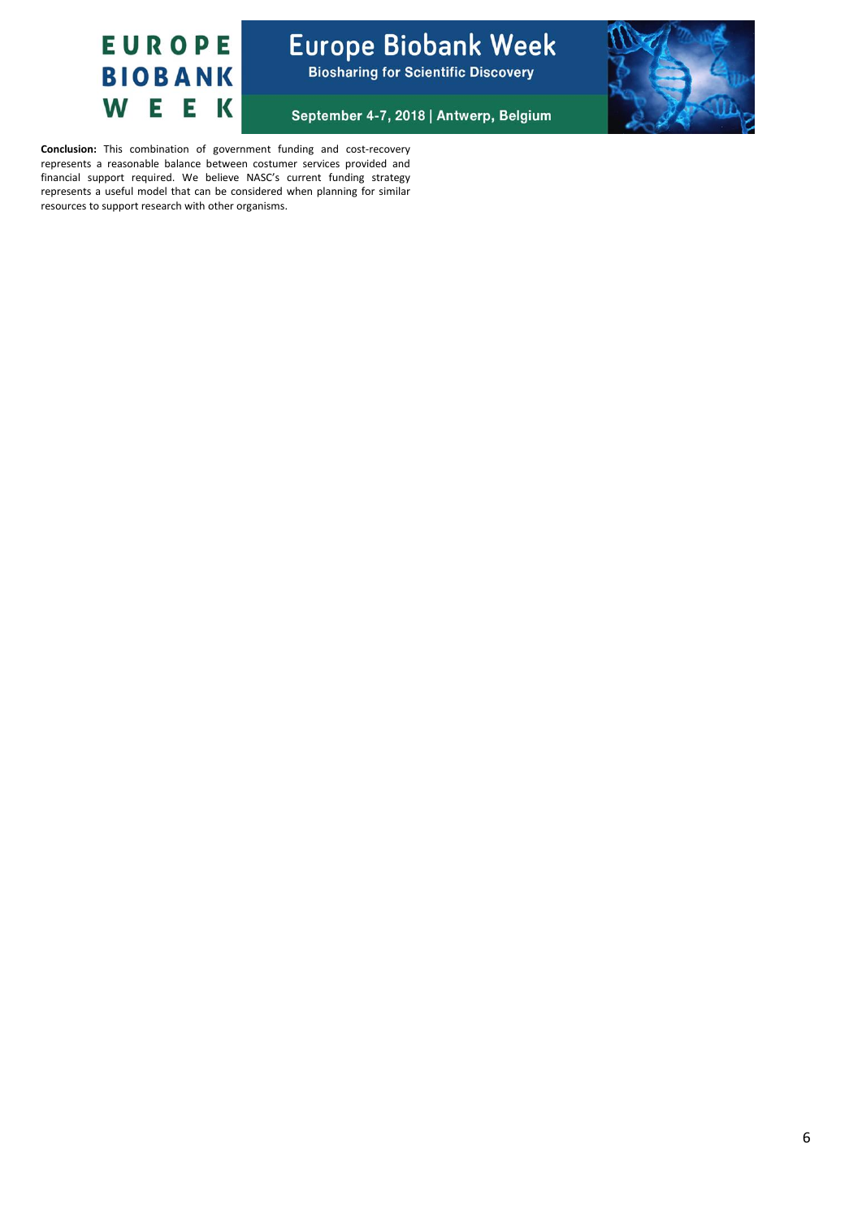**Conclusion:** This combination of government funding and cost-recovery represents a reasonable balance between costumer services provided and financial support required. We believe NASC's current funding strategy represents a useful model that can be considered when planning for similar resources to support research with other organisms.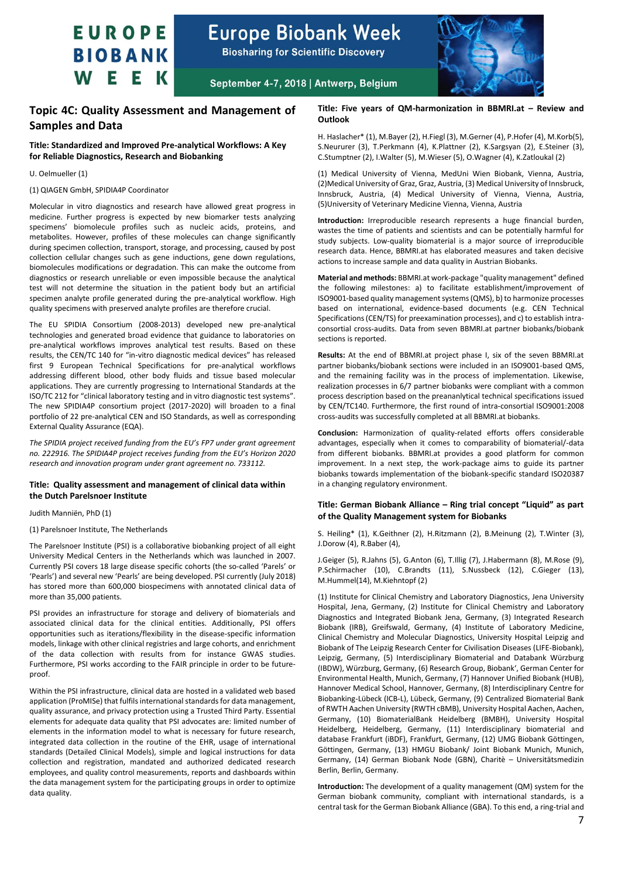## Topic 4C: Quality Assessment and Management of Samples and Data

### Title: Standardized and Improved Pre-analytical Workflows: A Key for Reliable Diagnostics, Research and Biobanking

U. Oelmueller (1)

(1) QIAGEN GmbH, SPIDIA4P Coordinator

Molecular in vitro diagnostics and research have allowed great progress in medicine. Further progress is expected by new biomarker tests analyzing specimens' biomolecule profiles such as nucleic acids, proteins, and metabolites. However, profiles of these molecules can change significantly during specimen collection, transport, storage, and processing, caused by post collection cellular changes such as gene inductions, gene down regulations, biomolecules modifications or degradation. This can make the outcome from diagnostics or research unreliable or even impossible because the analytical test will not determine the situation in the patient body but an artificial specimen analyte profile generated during the pre-analytical workflow. High quality specimens with preserved analyte profiles are therefore crucial.

The EU SPIDIA Consortium (2008-2013) developed new pre-analytical technologies and generated broad evidence that guidance to laboratories on pre-analytical workflows improves analytical test results. Based on these results, the CEN/TC 140 for "in-vitro diagnostic medical devices" has released first 9 European Technical Specifications for pre-analytical workflows addressing different blood, other body fluids and tissue based molecular applications. They are currently progressing to International Standards at the ISO/TC 212 for "clinical laboratory testing and in vitro diagnostic test systems". The new SPIDIA4P consortium project (2017-2020) will broaden to a final portfolio of 22 pre-analytical CEN and ISO Standards, as well as corresponding External Quality Assurance (EQA).

*The SPIDIA project received funding from the EU's FP7 under grant agreement no. 222916. The SPIDIA4P project receives funding from the EU's Horizon 2020 research and innovation program under grant agreement no. 733112.*

### Title: Quality assessment and management of clinical data within the Dutch Parelsnoer Institute

Judith Manniën, PhD (1)

(1) Parelsnoer Institute, The Netherlands

The Parelsnoer Institute (PSI) is a collaborative biobanking project of all eight University Medical Centers in the Netherlands which was launched in 2007. Currently PSI covers 18 large disease specific cohorts (the so-called 'Parels' or 'Pearls') and several new 'Pearls' are being developed. PSI currently (July 2018) has stored more than 600,000 biospecimens with annotated clinical data of more than 35,000 patients.

PSI provides an infrastructure for storage and delivery of biomaterials and associated clinical data for the clinical entities. Additionally, PSI offers opportunities such as iterations/flexibility in the disease-specific information models, linkage with other clinical registries and large cohorts, and enrichment of the data collection with results from for instance GWAS studies. Furthermore, PSI works according to the FAIR principle in order to be future-proof.

Within the PSI infrastructure, clinical data are hosted in a validated web based application (ProMISe) that fulfils international standards for data management, quality assurance, and privacy protection using a Trusted Third Party. Essential elements for adequate data quality that PSI advocates are: limited number of elements in the information model to what is necessary for future research, integrated data collection in the routine of the EHR, usage of international standards (Detailed Clinical Models), simple and logical instructions for data collection and registration, mandated and authorized dedicated research employees, and quality control measurements, reports and dashboards within the data management system for the participating groups in order to optimize data quality.

### Title: Five years of QM-harmonization in BBMRI.at – Review and Outlook

H. Haslacher* (1), M.Bayer (2), H.Fiegl (3), M.Gerner (4), P.Hofer (4), M.Korb(5), S.Neururer (3), T.Perkmann (4), K.Plattner (2), K.Sargsyan (2), E.Steiner (3), C.Stumptner (2), I.Walter (5), M.Wieser (5), O.Wagner (4), K.Zatloukal (2)

(1) Medical University of Vienna, MedUni Wien Biobank, Vienna, Austria, (2)Medical University of Graz, Graz, Austria, (3) Medical University of Innsbruck, Innsbruck, Austria, (4) Medical University of Vienna, Vienna, Austria, (5)University of Veterinary Medicine Vienna, Vienna, Austria

**Introduction:** Irreproducible research represents a huge financial burden, wastes the time of patients and scientists and can be potentially harmful for study subjects. Low-quality biomaterial is a major source of irreproducible research data. Hence, BBMRI.at has elaborated measures and taken decisive actions to increase sample and data quality in Austrian Biobanks.

**Material and methods:** BBMRI.at work-package "quality management" defined the following milestones: a) to facilitate establishment/improvement of ISO9001-based quality management systems (QMS), b) to harmonize processes based on international, evidence-based documents (e.g. CEN Technical Specifications (CEN/TS) for preexamination processes), and c) to establish intra-consortial cross-audits. Data from seven BBMRI.at partner biobanks/biobank sections is reported.

**Results:** At the end of BBMRI.at project phase I, six of the seven BBMRI.at partner biobanks/biobank sections were included in an ISO9001-based QMS, and the remaining facility was in the process of implementation. Likewise, realization processes in 6/7 partner biobanks were compliant with a common process description based on the preanalytical technical specifications issued by CEN/TC140. Furthermore, the first round of intra-consortial ISO9001:2008 cross-audits was successfully completed at all BBMRI.at biobanks.

**Conclusion:** Harmonization of quality-related efforts offers considerable advantages, especially when it comes to comparability of biomaterial/-data from different biobanks. BBMRI.at provides a good platform for common improvement. In a next step, the work-package aims to guide its partner biobanks towards implementation of the biobank-specific standard ISO20387 in a changing regulatory environment.

### Title: German Biobank Alliance – Ring trial concept "Liquid" as part of the Quality Management system for Biobanks

S. Heiling* (1), K.Geithner (2), H.Ritzmann (2), B.Meinung (2), T.Winter (3), J.Dorow (4), R.Baber (4),

J.Geiger (5), R.Jahns (5), G.Anton (6), T.Illig (7), J.Habermann (8), M.Rose (9), P.Schirmacher (10), C.Brandts (11), S.Nussbeck (12), C.Gieger (13), M.Hummel(14), M.Kiehntopf (2)

(1) Institute for Clinical Chemistry and Laboratory Diagnostics, Jena University Hospital, Jena, Germany, (2) Institute for Clinical Chemistry and Laboratory Diagnostics and Integrated Biobank Jena, Germany, (3) Integrated Research Biobank (IRB), Greifswald, Germany, (4) Institute of Laboratory Medicine, Clinical Chemistry and Molecular Diagnostics, University Hospital Leipzig and Biobank of The Leipzig Research Center for Civilisation Diseases (LIFE-Biobank), Leipzig, Germany, (5) Interdisciplinary Biomaterial and Databank Würzburg (IBDW), Würzburg, Germany, (6) Research Group, Biobank', German Center for Environmental Health, Munich, Germany, (7) Hannover Unified Biobank (HUB), Hannover Medical School, Hannover, Germany, (8) Interdisciplinary Centre for Biobanking-Lübeck (ICB-L), Lübeck, Germany, (9) Centralized Biomaterial Bank of RWTH Aachen University (RWTH cBMB), University Hospital Aachen, Aachen, Germany, (10) BiomaterialBank Heidelberg (BMBH), University Hospital Heidelberg, Heidelberg, Germany, (11) Interdisciplinary biomaterial and database Frankfurt (iBDF), Frankfurt, Germany, (12) UMG Biobank Göttingen, Göttingen, Germany, (13) HMGU Biobank/ Joint Biobank Munich, Munich, Germany, (14) German Biobank Node (GBN), Charitè – Universitätsmedizin Berlin, Berlin, Germany.

**Introduction:** The development of a quality management (QM) system for the German biobank community, compliant with international standards, is a central task for the German Biobank Alliance (GBA). To this end, a ring-trial and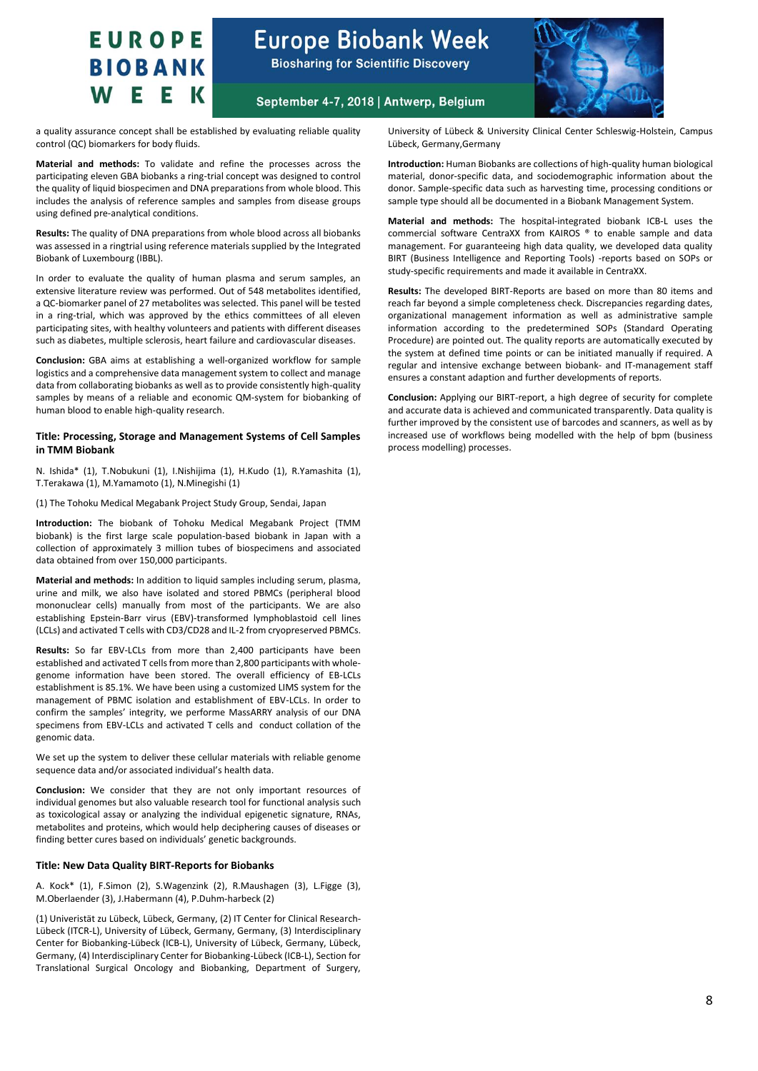a quality assurance concept shall be established by evaluating reliable quality control (QC) biomarkers for body fluids.

**Material and methods:** To validate and refine the processes across the participating eleven GBA biobanks a ring-trial concept was designed to control the quality of liquid biospecimen and DNA preparations from whole blood. This includes the analysis of reference samples and samples from disease groups using defined pre-analytical conditions.

**Results:** The quality of DNA preparations from whole blood across all biobanks was assessed in a ringtrial using reference materials supplied by the Integrated Biobank of Luxembourg (IBBL).

In order to evaluate the quality of human plasma and serum samples, an extensive literature review was performed. Out of 548 metabolites identified, a QC-biomarker panel of 27 metabolites was selected. This panel will be tested in a ring-trial, which was approved by the ethics committees of all eleven participating sites, with healthy volunteers and patients with different diseases such as diabetes, multiple sclerosis, heart failure and cardiovascular diseases.

**Conclusion:** GBA aims at establishing a well-organized workflow for sample logistics and a comprehensive data management system to collect and manage data from collaborating biobanks as well as to provide consistently high-quality samples by means of a reliable and economic QM-system for biobanking of human blood to enable high-quality research.

### Title: Processing, Storage and Management Systems of Cell Samples in TMM Biobank

N. Ishida* (1), T.Nobukuni (1), I.Nishijima (1), H.Kudo (1), R.Yamashita (1), T.Terakawa (1), M.Yamamoto (1), N.Minegishi (1)

(1) The Tohoku Medical Megabank Project Study Group, Sendai, Japan

**Introduction:** The biobank of Tohoku Medical Megabank Project (TMM biobank) is the first large scale population-based biobank in Japan with a collection of approximately 3 million tubes of biospecimens and associated data obtained from over 150,000 participants.

**Material and methods:** In addition to liquid samples including serum, plasma, urine and milk, we also have isolated and stored PBMCs (peripheral blood mononuclear cells) manually from most of the participants. We are also establishing Epstein-Barr virus (EBV)-transformed lymphoblastoid cell lines (LCLs) and activated T cells with CD3/CD28 and IL-2 from cryopreserved PBMCs.

**Results:** So far EBV-LCLs from more than 2,400 participants have been established and activated T cells from more than 2,800 participants with whole-genome information have been stored. The overall efficiency of EB-LCLs establishment is 85.1%. We have been using a customized LIMS system for the management of PBMC isolation and establishment of EBV-LCLs. In order to confirm the samples' integrity, we performe MassARRY analysis of our DNA specimens from EBV-LCLs and activated T cells and conduct collation of the genomic data.

We set up the system to deliver these cellular materials with reliable genome sequence data and/or associated individual's health data.

**Conclusion:** We consider that they are not only important resources of individual genomes but also valuable research tool for functional analysis such as toxicological assay or analyzing the individual epigenetic signature, RNAs, metabolites and proteins, which would help deciphering causes of diseases or finding better cures based on individuals' genetic backgrounds.

### Title: New Data Quality BIRT-Reports for Biobanks

A. Kock* (1), F.Simon (2), S.Wagenzink (2), R.Maushagen (3), L.Figge (3), M.Oberlaender (3), J.Habermann (4), P.Duhm-harbeck (2)

(1) Univeristät zu Lübeck, Lübeck, Germany, (2) IT Center for Clinical Research-Lübeck (ITCR-L), University of Lübeck, Germany, Germany, (3) Interdisciplinary Center for Biobanking-Lübeck (ICB-L), University of Lübeck, Germany, Lübeck, Germany, (4) Interdisciplinary Center for Biobanking-Lübeck (ICB-L), Section for Translational Surgical Oncology and Biobanking, Department of Surgery, University of Lübeck & University Clinical Center Schleswig-Holstein, Campus Lübeck, Germany,Germany

**Introduction:** Human Biobanks are collections of high-quality human biological material, donor-specific data, and sociodemographic information about the donor. Sample-specific data such as harvesting time, processing conditions or sample type should all be documented in a Biobank Management System.

**Material and methods:** The hospital-integrated biobank ICB-L uses the commercial software CentraXX from KAIROS ® to enable sample and data management. For guaranteeing high data quality, we developed data quality BIRT (Business Intelligence and Reporting Tools) -reports based on SOPs or study-specific requirements and made it available in CentraXX.

**Results:** The developed BIRT-Reports are based on more than 80 items and reach far beyond a simple completeness check. Discrepancies regarding dates, organizational management information as well as administrative sample information according to the predetermined SOPs (Standard Operating Procedure) are pointed out. The quality reports are automatically executed by the system at defined time points or can be initiated manually if required. A regular and intensive exchange between biobank- and IT-management staff ensures a constant adaption and further developments of reports.

**Conclusion:** Applying our BIRT-report, a high degree of security for complete and accurate data is achieved and communicated transparently. Data quality is further improved by the consistent use of barcodes and scanners, as well as by increased use of workflows being modelled with the help of bpm (business process modelling) processes.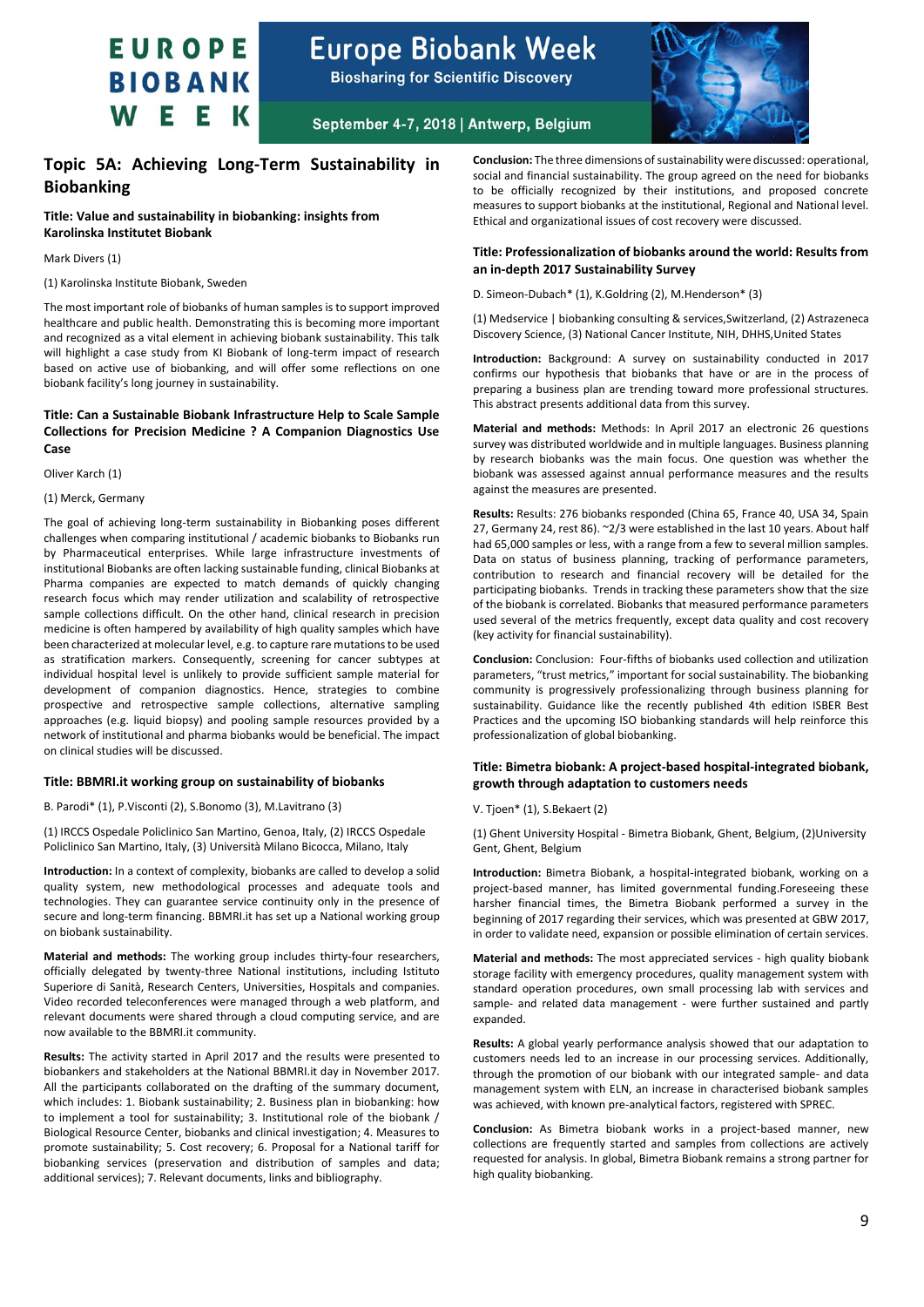## Topic 5A: Achieving Long-Term Sustainability in Biobanking

### Title: Value and sustainability in biobanking: insights from Karolinska Institutet Biobank

Mark Divers (1)

(1) Karolinska Institute Biobank, Sweden

The most important role of biobanks of human samples is to support improved healthcare and public health. Demonstrating this is becoming more important and recognized as a vital element in achieving biobank sustainability. This talk will highlight a case study from KI Biobank of long-term impact of research based on active use of biobanking, and will offer some reflections on one biobank facility's long journey in sustainability.

### Title: Can a Sustainable Biobank Infrastructure Help to Scale Sample Collections for Precision Medicine ? A Companion Diagnostics Use Case

Oliver Karch (1)

(1) Merck, Germany

The goal of achieving long-term sustainability in Biobanking poses different challenges when comparing institutional / academic biobanks to Biobanks run by Pharmaceutical enterprises. While large infrastructure investments of institutional Biobanks are often lacking sustainable funding, clinical Biobanks at Pharma companies are expected to match demands of quickly changing research focus which may render utilization and scalability of retrospective sample collections difficult. On the other hand, clinical research in precision medicine is often hampered by availability of high quality samples which have been characterized at molecular level, e.g. to capture rare mutations to be used as stratification markers. Consequently, screening for cancer subtypes at individual hospital level is unlikely to provide sufficient sample material for development of companion diagnostics. Hence, strategies to combine prospective and retrospective sample collections, alternative sampling approaches (e.g. liquid biopsy) and pooling sample resources provided by a network of institutional and pharma biobanks would be beneficial. The impact on clinical studies will be discussed.

### Title: BBMRI.it working group on sustainability of biobanks

B. Parodi* (1), P.Visconti (2), S.Bonomo (3), M.Lavitrano (3)

(1) IRCCS Ospedale Policlinico San Martino, Genoa, Italy, (2) IRCCS Ospedale Policlinico San Martino, Italy, (3) Università Milano Bicocca, Milano, Italy

**Introduction:** In a context of complexity, biobanks are called to develop a solid quality system, new methodological processes and adequate tools and technologies. They can guarantee service continuity only in the presence of secure and long-term financing. BBMRI.it has set up a National working group on biobank sustainability.

**Material and methods:** The working group includes thirty-four researchers, officially delegated by twenty-three National institutions, including Istituto Superiore di Sanità, Research Centers, Universities, Hospitals and companies. Video recorded teleconferences were managed through a web platform, and relevant documents were shared through a cloud computing service, and are now available to the BBMRI.it community.

**Results:** The activity started in April 2017 and the results were presented to biobankers and stakeholders at the National BBMRI.it day in November 2017. All the participants collaborated on the drafting of the summary document, which includes: 1. Biobank sustainability; 2. Business plan in biobanking: how to implement a tool for sustainability; 3. Institutional role of the biobank / Biological Resource Center, biobanks and clinical investigation; 4. Measures to promote sustainability; 5. Cost recovery; 6. Proposal for a National tariff for biobanking services (preservation and distribution of samples and data; additional services); 7. Relevant documents, links and bibliography.

**Conclusion:** The three dimensions of sustainability were discussed: operational, social and financial sustainability. The group agreed on the need for biobanks to be officially recognized by their institutions, and proposed concrete measures to support biobanks at the institutional, Regional and National level. Ethical and organizational issues of cost recovery were discussed.

### Title: Professionalization of biobanks around the world: Results from an in-depth 2017 Sustainability Survey

D. Simeon-Dubach* (1), K.Goldring (2), M.Henderson* (3)

(1) Medservice | biobanking consulting & services,Switzerland, (2) Astrazeneca Discovery Science, (3) National Cancer Institute, NIH, DHHS,United States

**Introduction:** Background: A survey on sustainability conducted in 2017 confirms our hypothesis that biobanks that have or are in the process of preparing a business plan are trending toward more professional structures. This abstract presents additional data from this survey.

**Material and methods:** Methods: In April 2017 an electronic 26 questions survey was distributed worldwide and in multiple languages. Business planning by research biobanks was the main focus. One question was whether the biobank was assessed against annual performance measures and the results against the measures are presented.

**Results:** Results: 276 biobanks responded (China 65, France 40, USA 34, Spain 27, Germany 24, rest 86). ~2/3 were established in the last 10 years. About half had 65,000 samples or less, with a range from a few to several million samples. Data on status of business planning, tracking of performance parameters, contribution to research and financial recovery will be detailed for the participating biobanks. Trends in tracking these parameters show that the size of the biobank is correlated. Biobanks that measured performance parameters used several of the metrics frequently, except data quality and cost recovery (key activity for financial sustainability).

**Conclusion:** Conclusion: Four-fifths of biobanks used collection and utilization parameters, "trust metrics," important for social sustainability. The biobanking community is progressively professionalizing through business planning for sustainability. Guidance like the recently published 4th edition ISBER Best Practices and the upcoming ISO biobanking standards will help reinforce this professionalization of global biobanking.

### Title: Bimetra biobank: A project-based hospital-integrated biobank, growth through adaptation to customers needs

V. Tjoen* (1), S.Bekaert (2)

(1) Ghent University Hospital - Bimetra Biobank, Ghent, Belgium, (2)University Gent, Ghent, Belgium

**Introduction:** Bimetra Biobank, a hospital-integrated biobank, working on a project-based manner, has limited governmental funding.Foreseeing these harsher financial times, the Bimetra Biobank performed a survey in the beginning of 2017 regarding their services, which was presented at GBW 2017, in order to validate need, expansion or possible elimination of certain services.

**Material and methods:** The most appreciated services - high quality biobank storage facility with emergency procedures, quality management system with standard operation procedures, own small processing lab with services and sample- and related data management - were further sustained and partly expanded.

**Results:** A global yearly performance analysis showed that our adaptation to customers needs led to an increase in our processing services. Additionally, through the promotion of our biobank with our integrated sample- and data management system with ELN, an increase in characterised biobank samples was achieved, with known pre-analytical factors, registered with SPREC.

**Conclusion:** As Bimetra biobank works in a project-based manner, new collections are frequently started and samples from collections are actively requested for analysis. In global, Bimetra Biobank remains a strong partner for high quality biobanking.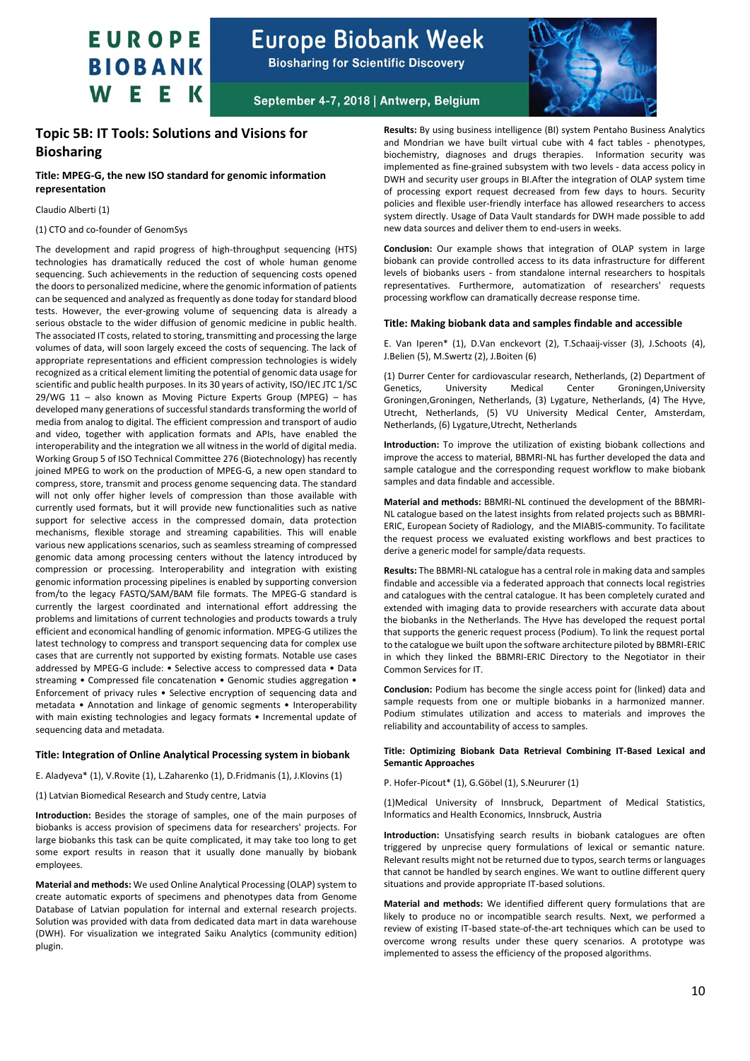## Topic 5B: IT Tools: Solutions and Visions for Biosharing

### Title: MPEG-G, the new ISO standard for genomic information representation

Claudio Alberti (1)

(1) CTO and co-founder of GenomSys

The development and rapid progress of high-throughput sequencing (HTS) technologies has dramatically reduced the cost of whole human genome sequencing. Such achievements in the reduction of sequencing costs opened the doors to personalized medicine, where the genomic information of patients can be sequenced and analyzed as frequently as done today for standard blood tests. However, the ever-growing volume of sequencing data is already a serious obstacle to the wider diffusion of genomic medicine in public health. The associated IT costs, related to storing, transmitting and processing the large volumes of data, will soon largely exceed the costs of sequencing. The lack of appropriate representations and efficient compression technologies is widely recognized as a critical element limiting the potential of genomic data usage for scientific and public health purposes. In its 30 years of activity, ISO/IEC JTC 1/SC 29/WG 11 – also known as Moving Picture Experts Group (MPEG) – has developed many generations of successful standards transforming the world of media from analog to digital. The efficient compression and transport of audio and video, together with application formats and APIs, have enabled the interoperability and the integration we all witness in the world of digital media. Working Group 5 of ISO Technical Committee 276 (Biotechnology) has recently joined MPEG to work on the production of MPEG-G, a new open standard to compress, store, transmit and process genome sequencing data. The standard will not only offer higher levels of compression than those available with currently used formats, but it will provide new functionalities such as native support for selective access in the compressed domain, data protection mechanisms, flexible storage and streaming capabilities. This will enable various new applications scenarios, such as seamless streaming of compressed genomic data among processing centers without the latency introduced by compression or processing. Interoperability and integration with existing genomic information processing pipelines is enabled by supporting conversion from/to the legacy FASTQ/SAM/BAM file formats. The MPEG-G standard is currently the largest coordinated and international effort addressing the problems and limitations of current technologies and products towards a truly efficient and economical handling of genomic information. MPEG-G utilizes the latest technology to compress and transport sequencing data for complex use cases that are currently not supported by existing formats. Notable use cases addressed by MPEG-G include: • Selective access to compressed data • Data streaming • Compressed file concatenation • Genomic studies aggregation • Enforcement of privacy rules • Selective encryption of sequencing data and metadata • Annotation and linkage of genomic segments • Interoperability with main existing technologies and legacy formats • Incremental update of sequencing data and metadata.

### Title: Integration of Online Analytical Processing system in biobank

E. Aladyeva* (1), V.Rovite (1), L.Zaharenko (1), D.Fridmanis (1), J.Klovins (1)

(1) Latvian Biomedical Research and Study centre, Latvia

**Introduction:** Besides the storage of samples, one of the main purposes of biobanks is access provision of specimens data for researchers' projects. For large biobanks this task can be quite complicated, it may take too long to get some export results in reason that it usually done manually by biobank employees.

**Material and methods:** We used Online Analytical Processing (OLAP) system to create automatic exports of specimens and phenotypes data from Genome Database of Latvian population for internal and external research projects. Solution was provided with data from dedicated data mart in data warehouse (DWH). For visualization we integrated Saiku Analytics (community edition) plugin.

**Results:** By using business intelligence (BI) system Pentaho Business Analytics and Mondrian we have built virtual cube with 4 fact tables - phenotypes, biochemistry, diagnoses and drugs therapies. Information security was implemented as fine-grained subsystem with two levels - data access policy in DWH and security user groups in BI.After the integration of OLAP system time of processing export request decreased from few days to hours. Security policies and flexible user-friendly interface has allowed researchers to access system directly. Usage of Data Vault standards for DWH made possible to add new data sources and deliver them to end-users in weeks.

**Conclusion:** Our example shows that integration of OLAP system in large biobank can provide controlled access to its data infrastructure for different levels of biobanks users - from standalone internal researchers to hospitals representatives. Furthermore, automatization of researchers' requests processing workflow can dramatically decrease response time.

### Title: Making biobank data and samples findable and accessible

E. Van Iperen* (1), D.Van enckevort (2), T.Schaaij-visser (3), J.Schoots (4), J.Belien (5), M.Swertz (2), J.Boiten (6)

(1) Durrer Center for cardiovascular research, Netherlands, (2) Department of Genetics, University Medical Center Groningen,University Groningen,Groningen, Netherlands, (3) Lygature, Netherlands, (4) The Hyve, Utrecht, Netherlands, (5) VU University Medical Center, Amsterdam, Netherlands, (6) Lygature,Utrecht, Netherlands

**Introduction:** To improve the utilization of existing biobank collections and improve the access to material, BBMRI-NL has further developed the data and sample catalogue and the corresponding request workflow to make biobank samples and data findable and accessible.

**Material and methods:** BBMRI-NL continued the development of the BBMRI-NL catalogue based on the latest insights from related projects such as BBMRI-ERIC, European Society of Radiology, and the MIABIS-community. To facilitate the request process we evaluated existing workflows and best practices to derive a generic model for sample/data requests.

**Results:** The BBMRI-NL catalogue has a central role in making data and samples findable and accessible via a federated approach that connects local registries and catalogues with the central catalogue. It has been completely curated and extended with imaging data to provide researchers with accurate data about the biobanks in the Netherlands. The Hyve has developed the request portal that supports the generic request process (Podium). To link the request portal to the catalogue we built upon the software architecture piloted by BBMRI-ERIC in which they linked the BBMRI-ERIC Directory to the Negotiator in their Common Services for IT.

**Conclusion:** Podium has become the single access point for (linked) data and sample requests from one or multiple biobanks in a harmonized manner. Podium stimulates utilization and access to materials and improves the reliability and accountability of access to samples.

### Title: Optimizing Biobank Data Retrieval Combining IT-Based Lexical and Semantic Approaches

P. Hofer-Picout* (1), G.Göbel (1), S.Neururer (1)

(1)Medical University of Innsbruck, Department of Medical Statistics, Informatics and Health Economics, Innsbruck, Austria

**Introduction:** Unsatisfying search results in biobank catalogues are often triggered by unprecise query formulations of lexical or semantic nature. Relevant results might not be returned due to typos, search terms or languages that cannot be handled by search engines. We want to outline different query situations and provide appropriate IT-based solutions.

**Material and methods:** We identified different query formulations that are likely to produce no or incompatible search results. Next, we performed a review of existing IT-based state-of-the-art techniques which can be used to overcome wrong results under these query scenarios. A prototype was implemented to assess the efficiency of the proposed algorithms.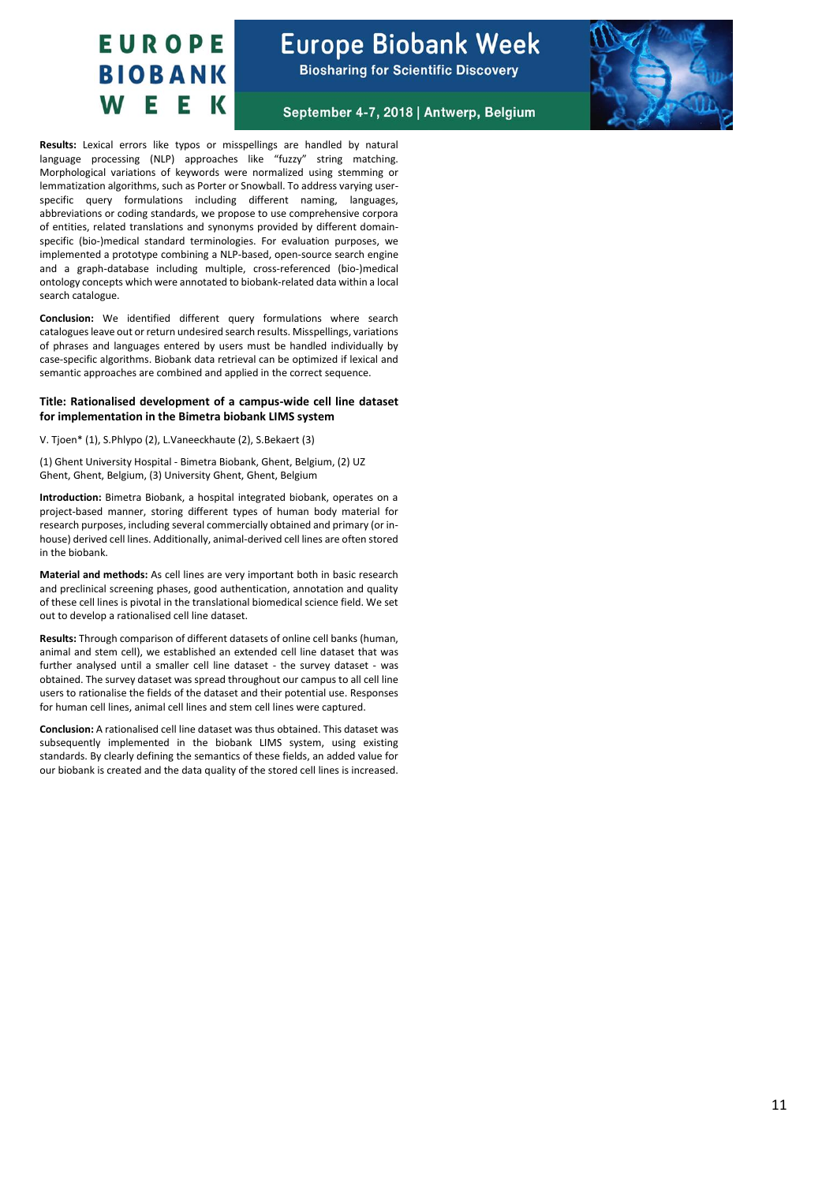**Results:** Lexical errors like typos or misspellings are handled by natural language processing (NLP) approaches like "fuzzy" string matching. Morphological variations of keywords were normalized using stemming or lemmatization algorithms, such as Porter or Snowball. To address varying user-specific query formulations including different naming, languages, abbreviations or coding standards, we propose to use comprehensive corpora of entities, related translations and synonyms provided by different domain-specific (bio-)medical standard terminologies. For evaluation purposes, we implemented a prototype combining a NLP-based, open-source search engine and a graph-database including multiple, cross-referenced (bio-)medical ontology concepts which were annotated to biobank-related data within a local search catalogue.

**Conclusion:** We identified different query formulations where search catalogues leave out or return undesired search results. Misspellings, variations of phrases and languages entered by users must be handled individually by case-specific algorithms. Biobank data retrieval can be optimized if lexical and semantic approaches are combined and applied in the correct sequence.

## Title: Rationalised development of a campus-wide cell line dataset for implementation in the Bimetra biobank LIMS system

V. Tjoen* (1), S.Phlypo (2), L.Vaneeckhaute (2), S.Bekaert (3)

(1) Ghent University Hospital - Bimetra Biobank, Ghent, Belgium, (2) UZ Ghent, Ghent, Belgium, (3) University Ghent, Ghent, Belgium

**Introduction:** Bimetra Biobank, a hospital integrated biobank, operates on a project-based manner, storing different types of human body material for research purposes, including several commercially obtained and primary (or in-house) derived cell lines. Additionally, animal-derived cell lines are often stored in the biobank.

**Material and methods:** As cell lines are very important both in basic research and preclinical screening phases, good authentication, annotation and quality of these cell lines is pivotal in the translational biomedical science field. We set out to develop a rationalised cell line dataset.

**Results:** Through comparison of different datasets of online cell banks (human, animal and stem cell), we established an extended cell line dataset that was further analysed until a smaller cell line dataset - the survey dataset - was obtained. The survey dataset was spread throughout our campus to all cell line users to rationalise the fields of the dataset and their potential use. Responses for human cell lines, animal cell lines and stem cell lines were captured.

**Conclusion:** A rationalised cell line dataset was thus obtained. This dataset was subsequently implemented in the biobank LIMS system, using existing standards. By clearly defining the semantics of these fields, an added value for our biobank is created and the data quality of the stored cell lines is increased.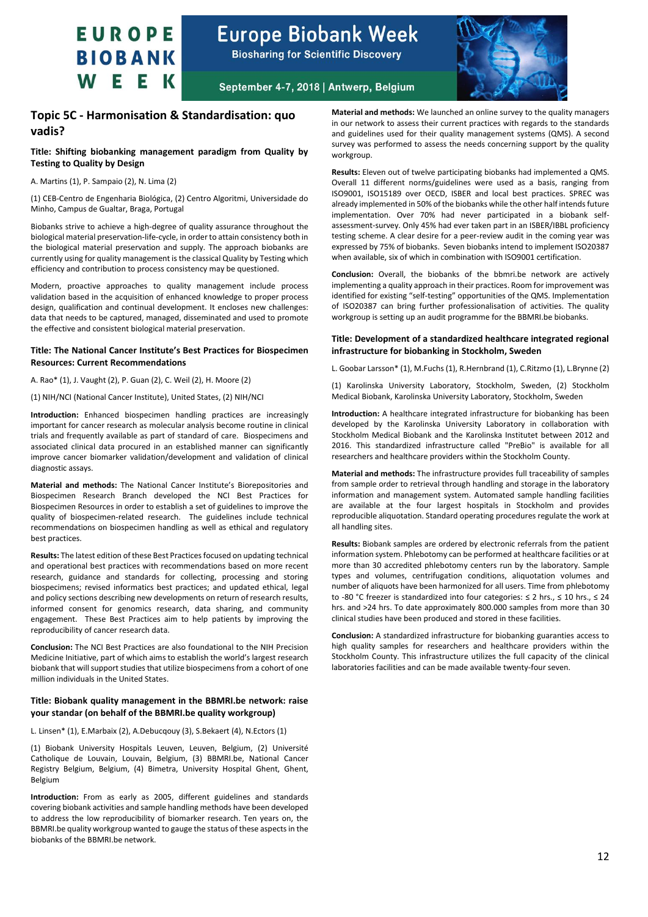## Topic 5C - Harmonisation & Standardisation: quo vadis?

### Title: Shifting biobanking management paradigm from Quality by Testing to Quality by Design

A. Martins (1), P. Sampaio (2), N. Lima (2)

(1) CEB-Centro de Engenharia Biológica, (2) Centro Algoritmi, Universidade do Minho, Campus de Gualtar, Braga, Portugal

Biobanks strive to achieve a high-degree of quality assurance throughout the biological material preservation-life-cycle, in order to attain consistency both in the biological material preservation and supply. The approach biobanks are currently using for quality management is the classical Quality by Testing which efficiency and contribution to process consistency may be questioned.

Modern, proactive approaches to quality management include process validation based in the acquisition of enhanced knowledge to proper process design, qualification and continual development. It encloses new challenges: data that needs to be captured, managed, disseminated and used to promote the effective and consistent biological material preservation.

### Title: The National Cancer Institute's Best Practices for Biospecimen Resources: Current Recommendations

A. Rao* (1), J. Vaught (2), P. Guan (2), C. Weil (2), H. Moore (2)

(1) NIH/NCI (National Cancer Institute), United States, (2) NIH/NCI

**Introduction:** Enhanced biospecimen handling practices are increasingly important for cancer research as molecular analysis become routine in clinical trials and frequently available as part of standard of care. Biospecimens and associated clinical data procured in an established manner can significantly improve cancer biomarker validation/development and validation of clinical diagnostic assays.

**Material and methods:** The National Cancer Institute's Biorepositories and Biospecimen Research Branch developed the NCI Best Practices for Biospecimen Resources in order to establish a set of guidelines to improve the quality of biospecimen-related research. The guidelines include technical recommendations on biospecimen handling as well as ethical and regulatory best practices.

**Results:** The latest edition of these Best Practices focused on updating technical and operational best practices with recommendations based on more recent research, guidance and standards for collecting, processing and storing biospecimens; revised informatics best practices; and updated ethical, legal and policy sections describing new developments on return of research results, informed consent for genomics research, data sharing, and community engagement. These Best Practices aim to help patients by improving the reproducibility of cancer research data.

**Conclusion:** The NCI Best Practices are also foundational to the NIH Precision Medicine Initiative, part of which aims to establish the world's largest research biobank that will support studies that utilize biospecimens from a cohort of one million individuals in the United States.

### Title: Biobank quality management in the BBMRI.be network: raise your standar (on behalf of the BBMRI.be quality workgroup)

L. Linsen* (1), E.Marbaix (2), A.Debucqouy (3), S.Bekaert (4), N.Ectors (1)

(1) Biobank University Hospitals Leuven, Leuven, Belgium, (2) Université Catholique de Louvain, Louvain, Belgium, (3) BBMRI.be, National Cancer Registry Belgium, Belgium, (4) Bimetra, University Hospital Ghent, Ghent, Belgium

**Introduction:** From as early as 2005, different guidelines and standards covering biobank activities and sample handling methods have been developed to address the low reproducibility of biomarker research. Ten years on, the BBMRI.be quality workgroup wanted to gauge the status of these aspects in the biobanks of the BBMRI.be network.

**Material and methods:** We launched an online survey to the quality managers in our network to assess their current practices with regards to the standards and guidelines used for their quality management systems (QMS). A second survey was performed to assess the needs concerning support by the quality workgroup.

**Results:** Eleven out of twelve participating biobanks had implemented a QMS. Overall 11 different norms/guidelines were used as a basis, ranging from ISO9001, ISO15189 over OECD, ISBER and local best practices. SPREC was already implemented in 50% of the biobanks while the other half intends future implementation. Over 70% had never participated in a biobank self-assessment-survey. Only 45% had ever taken part in an ISBER/IBBL proficiency testing scheme. A clear desire for a peer-review audit in the coming year was expressed by 75% of biobanks. Seven biobanks intend to implement ISO20387 when available, six of which in combination with ISO9001 certification.

**Conclusion:** Overall, the biobanks of the bbmri.be network are actively implementing a quality approach in their practices. Room for improvement was identified for existing "self-testing" opportunities of the QMS. Implementation of ISO20387 can bring further professionalisation of activities. The quality workgroup is setting up an audit programme for the BBMRI.be biobanks.

### Title: Development of a standardized healthcare integrated regional infrastructure for biobanking in Stockholm, Sweden

L. Goobar Larsson* (1), M.Fuchs (1), R.Hernbrand (1), C.Ritzmo (1), L.Brynne (2)

(1) Karolinska University Laboratory, Stockholm, Sweden, (2) Stockholm Medical Biobank, Karolinska University Laboratory, Stockholm, Sweden

**Introduction:** A healthcare integrated infrastructure for biobanking has been developed by the Karolinska University Laboratory in collaboration with Stockholm Medical Biobank and the Karolinska Institutet between 2012 and 2016. This standardized infrastructure called "PreBio" is available for all researchers and healthcare providers within the Stockholm County.

**Material and methods:** The infrastructure provides full traceability of samples from sample order to retrieval through handling and storage in the laboratory information and management system. Automated sample handling facilities are available at the four largest hospitals in Stockholm and provides reproducible aliquotation. Standard operating procedures regulate the work at all handling sites.

**Results:** Biobank samples are ordered by electronic referrals from the patient information system. Phlebotomy can be performed at healthcare facilities or at more than 30 accredited phlebotomy centers run by the laboratory. Sample types and volumes, centrifugation conditions, aliquotation volumes and number of aliquots have been harmonized for all users. Time from phlebotomy to -80 °C freezer is standardized into four categories: ≤ 2 hrs., ≤ 10 hrs., ≤ 24 hrs. and >24 hrs. To date approximately 800.000 samples from more than 30 clinical studies have been produced and stored in these facilities.

**Conclusion:** A standardized infrastructure for biobanking guaranties access to high quality samples for researchers and healthcare providers within the Stockholm County. This infrastructure utilizes the full capacity of the clinical laboratories facilities and can be made available twenty-four seven.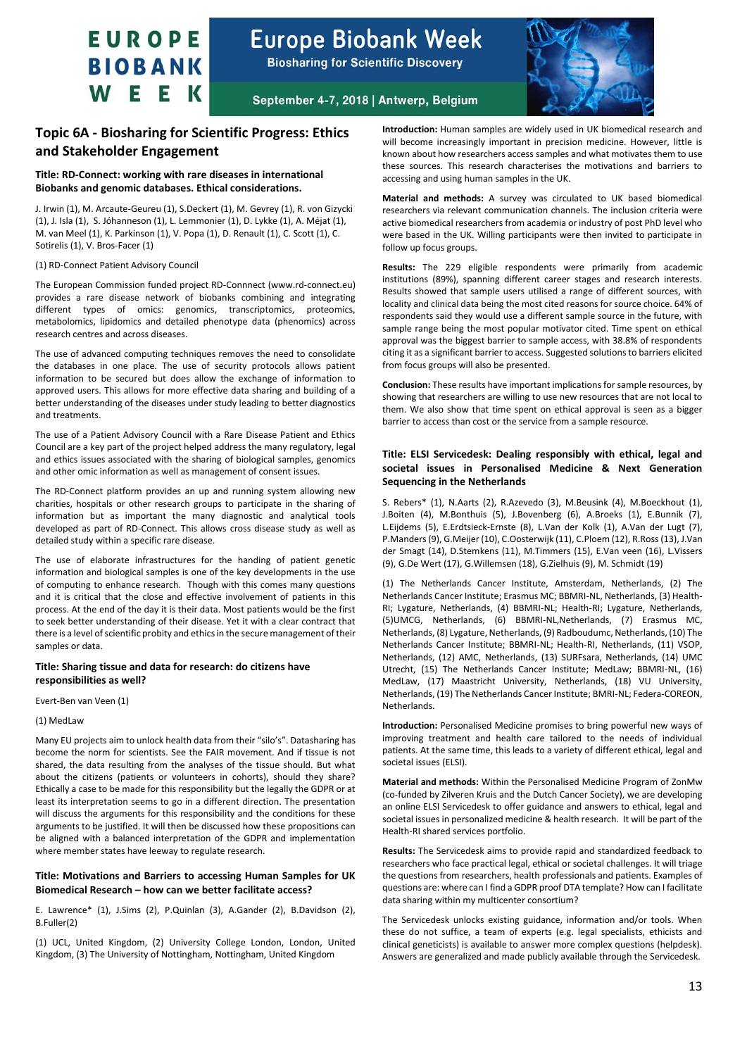## Topic 6A - Biosharing for Scientific Progress: Ethics and Stakeholder Engagement

### Title: RD-Connect: working with rare diseases in international Biobanks and genomic databases. Ethical considerations.

J. Irwin (1), M. Arcaute-Geureu (1), S.Deckert (1), M. Gevrey (1), R. von Gizycki (1), J. Isla (1), S. Jóhanneson (1), L. Lemmonier (1), D. Lykke (1), A. Méjat (1), M. van Meel (1), K. Parkinson (1), V. Popa (1), D. Renault (1), C. Scott (1), C. Sotirelis (1), V. Bros-Facer (1)

(1) RD-Connect Patient Advisory Council

The European Commission funded project RD-Connnect (www.rd-connect.eu) provides a rare disease network of biobanks combining and integrating different types of omics: genomics, transcriptomics, proteomics, metabolomics, lipidomics and detailed phenotype data (phenomics) across research centres and across diseases.

The use of advanced computing techniques removes the need to consolidate the databases in one place. The use of security protocols allows patient information to be secured but does allow the exchange of information to approved users. This allows for more effective data sharing and building of a better understanding of the diseases under study leading to better diagnostics and treatments.

The use of a Patient Advisory Council with a Rare Disease Patient and Ethics Council are a key part of the project helped address the many regulatory, legal and ethics issues associated with the sharing of biological samples, genomics and other omic information as well as management of consent issues.

The RD-Connect platform provides an up and running system allowing new charities, hospitals or other research groups to participate in the sharing of information but as important the many diagnostic and analytical tools developed as part of RD-Connect. This allows cross disease study as well as detailed study within a specific rare disease.

The use of elaborate infrastructures for the handling of patient genetic information and biological samples is one of the key developments in the use of computing to enhance research. Though with this comes many questions and it is critical that the close and effective involvement of patients in this process. At the end of the day it is their data. Most patients would be the first to seek better understanding of their disease. Yet it with a clear contract that there is a level of scientific probity and ethics in the secure management of their samples or data.

### Title: Sharing tissue and data for research: do citizens have responsibilities as well?

Evert-Ben van Veen (1)

(1) MedLaw

Many EU projects aim to unlock health data from their "silo's". Datasharing has become the norm for scientists. See the FAIR movement. And if tissue is not shared, the data resulting from the analyses of the tissue should. But what about the citizens (patients or volunteers in cohorts), should they share? Ethically a case to be made for this responsibility but the legally the GDPR or at least its interpretation seems to go in a different direction. The presentation will discuss the arguments for this responsibility and the conditions for these arguments to be justified. It will then be discussed how these propositions can be aligned with a balanced interpretation of the GDPR and implementation where member states have leeway to regulate research.

### Title: Motivations and Barriers to accessing Human Samples for UK Biomedical Research – how can we better facilitate access?

E. Lawrence* (1), J.Sims (2), P.Quinlan (3), A.Gander (2), B.Davidson (2), B.Fuller(2)

(1) UCL, United Kingdom, (2) University College London, London, United Kingdom, (3) The University of Nottingham, Nottingham, United Kingdom

**Introduction:** Human samples are widely used in UK biomedical research and will become increasingly important in precision medicine. However, little is known about how researchers access samples and what motivates them to use these sources. This research characterises the motivations and barriers to accessing and using human samples in the UK.

**Material and methods:** A survey was circulated to UK based biomedical researchers via relevant communication channels. The inclusion criteria were active biomedical researchers from academia or industry of post PhD level who were based in the UK. Willing participants were then invited to participate in follow up focus groups.

**Results:** The 229 eligible respondents were primarily from academic institutions (89%), spanning different career stages and research interests. Results showed that sample users utilised a range of different sources, with locality and clinical data being the most cited reasons for source choice. 64% of respondents said they would use a different sample source in the future, with sample range being the most popular motivator cited. Time spent on ethical approval was the biggest barrier to sample access, with 38.8% of respondents citing it as a significant barrier to access. Suggested solutions to barriers elicited from focus groups will also be presented.

**Conclusion:** These results have important implications for sample resources, by showing that researchers are willing to use new resources that are not local to them. We also show that time spent on ethical approval is seen as a bigger barrier to access than cost or the service from a sample resource.

### Title: ELSI Servicedesk: Dealing responsibly with ethical, legal and societal issues in Personalised Medicine & Next Generation Sequencing in the Netherlands

S. Rebers* (1), N.Aarts (2), R.Azevedo (3), M.Beusink (4), M.Boeckhout (1), J.Boiten (4), M.Bonthuis (5), J.Bovenberg (6), A.Broeks (1), E.Bunnik (7), L.Eijdems (5), E.Erdtsieck-Ernste (8), L.Van der Kolk (1), A.Van der Lugt (7), P.Manders (9), G.Meijer (10), C.Oosterwijk (11), C.Ploem (12), R.Ross (13), J.Van der Smagt (14), D.Stemkens (11), M.Timmers (15), E.Van veen (16), L.Vissers (9), G.De Wert (17), G.Willemsen (18), G.Zielhuis (9), M. Schmidt (19)

(1) The Netherlands Cancer Institute, Amsterdam, Netherlands, (2) The Netherlands Cancer Institute; Erasmus MC; BBMRI-NL, Netherlands, (3) Health-RI; Lygature, Netherlands, (4) BBMRI-NL; Health-RI; Lygature, Netherlands, (5)UMCG, Netherlands, (6) BBMRI-NL,Netherlands, (7) Erasmus MC, Netherlands, (8) Lygature, Netherlands, (9) Radboudumc, Netherlands, (10) The Netherlands Cancer Institute; BBMRI-NL; Health-RI, Netherlands, (11) VSOP, Netherlands, (12) AMC, Netherlands, (13) SURFsara, Netherlands, (14) UMC Utrecht, (15) The Netherlands Cancer Institute; MedLaw; BBMRI-NL, (16) MedLaw, (17) Maastricht University, Netherlands, (18) VU University, Netherlands, (19) The Netherlands Cancer Institute; BMRI-NL; Federa-COREON, Netherlands.

**Introduction:** Personalised Medicine promises to bring powerful new ways of improving treatment and health care tailored to the needs of individual patients. At the same time, this leads to a variety of different ethical, legal and societal issues (ELSI).

**Material and methods:** Within the Personalised Medicine Program of ZonMw (co-funded by Zilveren Kruis and the Dutch Cancer Society), we are developing an online ELSI Servicedesk to offer guidance and answers to ethical, legal and societal issues in personalized medicine & health research. It will be part of the Health-RI shared services portfolio.

**Results:** The Servicedesk aims to provide rapid and standardized feedback to researchers who face practical legal, ethical or societal challenges. It will triage the questions from researchers, health professionals and patients. Examples of questions are: where can I find a GDPR proof DTA template? How can I facilitate data sharing within my multicenter consortium?

The Servicedesk unlocks existing guidance, information and/or tools. When these do not suffice, a team of experts (e.g. legal specialists, ethicists and clinical geneticists) is available to answer more complex questions (helpdesk). Answers are generalized and made publicly available through the Servicedesk.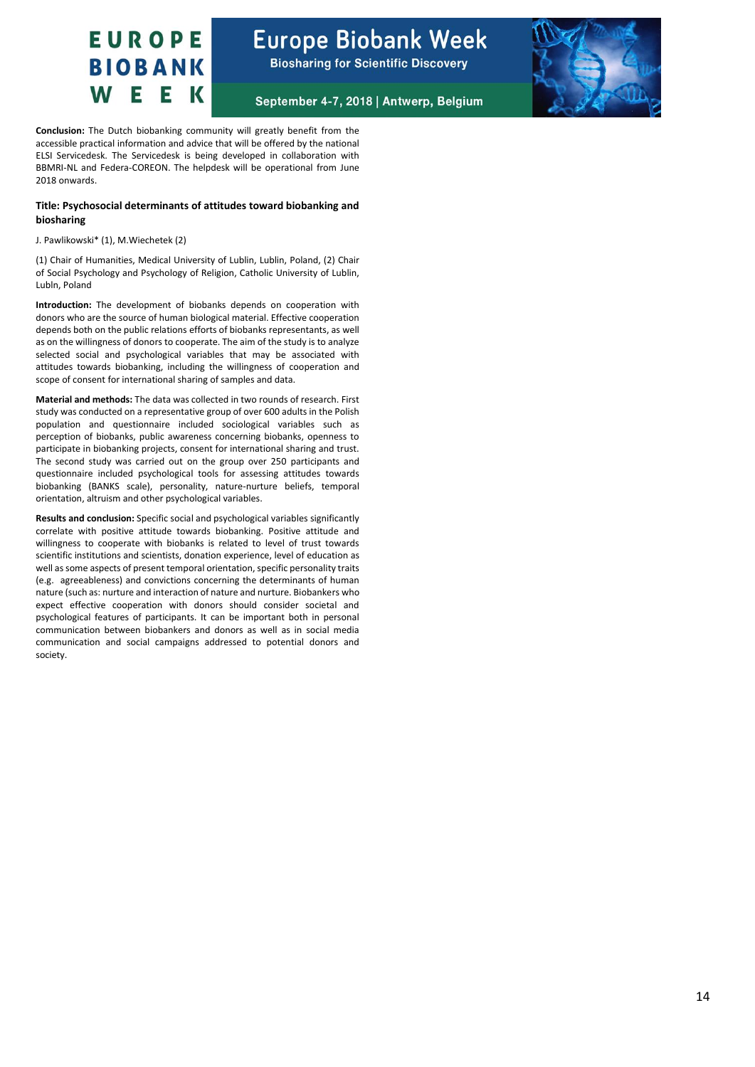**Conclusion:** The Dutch biobanking community will greatly benefit from the accessible practical information and advice that will be offered by the national ELSI Servicedesk. The Servicedesk is being developed in collaboration with BBMRI-NL and Federa-COREON. The helpdesk will be operational from June 2018 onwards.

**Title: Psychosocial determinants of attitudes toward biobanking and biosharing**

J. Pawlikowski* (1), M.Wiechetek (2)

(1) Chair of Humanities, Medical University of Lublin, Lublin, Poland, (2) Chair of Social Psychology and Psychology of Religion, Catholic University of Lublin, Lubln, Poland

**Introduction:** The development of biobanks depends on cooperation with donors who are the source of human biological material. Effective cooperation depends both on the public relations efforts of biobanks representants, as well as on the willingness of donors to cooperate. The aim of the study is to analyze selected social and psychological variables that may be associated with attitudes towards biobanking, including the willingness of cooperation and scope of consent for international sharing of samples and data.

**Material and methods:** The data was collected in two rounds of research. First study was conducted on a representative group of over 600 adults in the Polish population and questionnaire included sociological variables such as perception of biobanks, public awareness concerning biobanks, openness to participate in biobanking projects, consent for international sharing and trust. The second study was carried out on the group over 250 participants and questionnaire included psychological tools for assessing attitudes towards biobanking (BANKS scale), personality, nature-nurture beliefs, temporal orientation, altruism and other psychological variables.

**Results and conclusion:** Specific social and psychological variables significantly correlate with positive attitude towards biobanking. Positive attitude and willingness to cooperate with biobanks is related to level of trust towards scientific institutions and scientists, donation experience, level of education as well as some aspects of present temporal orientation, specific personality traits (e.g. agreeableness) and convictions concerning the determinants of human nature (such as: nurture and interaction of nature and nurture. Biobankers who expect effective cooperation with donors should consider societal and psychological features of participants. It can be important both in personal communication between biobankers and donors as well as in social media communication and social campaigns addressed to potential donors and society.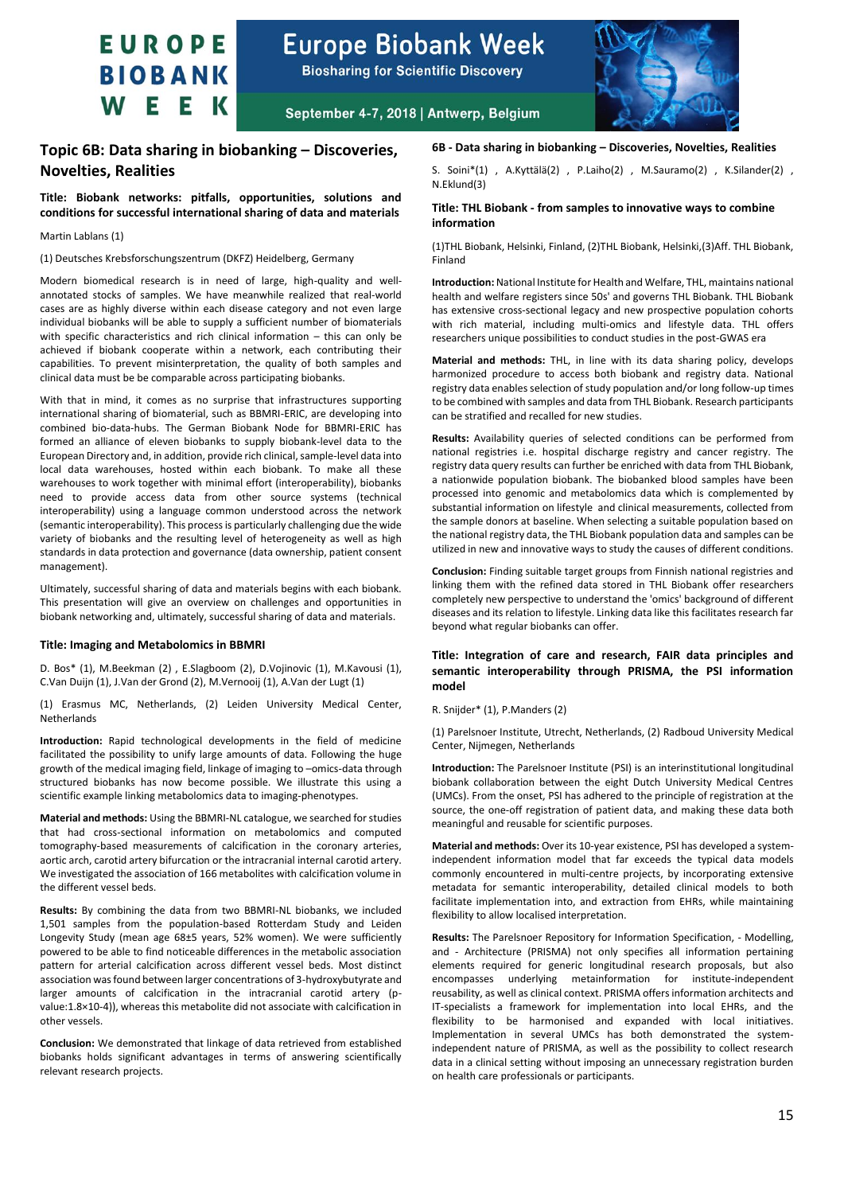## Topic 6B: Data sharing in biobanking – Discoveries, Novelties, Realities

**Title: Biobank networks: pitfalls, opportunities, solutions and conditions for successful international sharing of data and materials**

Martin Lablans (1)

(1) Deutsches Krebsforschungszentrum (DKFZ) Heidelberg, Germany

Modern biomedical research is in need of large, high-quality and well-annotated stocks of samples. We have meanwhile realized that real-world cases are as highly diverse within each disease category and not even large individual biobanks will be able to supply a sufficient number of biomaterials with specific characteristics and rich clinical information – this can only be achieved if biobank cooperate within a network, each contributing their capabilities. To prevent misinterpretation, the quality of both samples and clinical data must be be comparable across participating biobanks.

With that in mind, it comes as no surprise that infrastructures supporting international sharing of biomaterial, such as BBMRI-ERIC, are developing into combined bio-data-hubs. The German Biobank Node for BBMRI-ERIC has formed an alliance of eleven biobanks to supply biobank-level data to the European Directory and, in addition, provide rich clinical, sample-level data into local data warehouses, hosted within each biobank. To make all these warehouses to work together with minimal effort (interoperability), biobanks need to provide access data from other source systems (technical interoperability) using a language common understood across the network (semantic interoperability). This process is particularly challenging due the wide variety of biobanks and the resulting level of heterogeneity as well as high standards in data protection and governance (data ownership, patient consent management).

Ultimately, successful sharing of data and materials begins with each biobank. This presentation will give an overview on challenges and opportunities in biobank networking and, ultimately, successful sharing of data and materials.

**Title: Imaging and Metabolomics in BBMRI**

D. Bos* (1), M.Beekman (2) , E.Slagboom (2), D.Vojinovic (1), M.Kavousi (1), C.Van Duijn (1), J.Van der Grond (2), M.Vernooij (1), A.Van der Lugt (1)

(1) Erasmus MC, Netherlands, (2) Leiden University Medical Center, Netherlands

**Introduction:** Rapid technological developments in the field of medicine facilitated the possibility to unify large amounts of data. Following the huge growth of the medical imaging field, linkage of imaging to –omics-data through structured biobanks has now become possible. We illustrate this using a scientific example linking metabolomics data to imaging-phenotypes.

**Material and methods:** Using the BBMRI-NL catalogue, we searched for studies that had cross-sectional information on metabolomics and computed tomography-based measurements of calcification in the coronary arteries, aortic arch, carotid artery bifurcation or the intracranial internal carotid artery. We investigated the association of 166 metabolites with calcification volume in the different vessel beds.

**Results:** By combining the data from two BBMRI-NL biobanks, we included 1,501 samples from the population-based Rotterdam Study and Leiden Longevity Study (mean age 68±5 years, 52% women). We were sufficiently powered to be able to find noticeable differences in the metabolic association pattern for arterial calcification across different vessel beds. Most distinct association was found between larger concentrations of 3-hydroxybutyrate and larger amounts of calcification in the intracranial carotid artery (p-value:$1.8\times10^{-4}$)), whereas this metabolite did not associate with calcification in other vessels.

**Conclusion:** We demonstrated that linkage of data retrieved from established biobanks holds significant advantages in terms of answering scientifically relevant research projects.

### 6B - Data sharing in biobanking – Discoveries, Novelties, Realities

S. Soini*(1) , A.Kyttälä(2) , P.Laiho(2) , M.Sauramo(2) , K.Silander(2) , N.Eklund(3)

**Title: THL Biobank - from samples to innovative ways to combine information**

(1)THL Biobank, Helsinki, Finland, (2)THL Biobank, Helsinki,(3)Aff. THL Biobank, Finland

**Introduction:** National Institute for Health and Welfare, THL, maintains national health and welfare registers since 50s' and governs THL Biobank. THL Biobank has extensive cross-sectional legacy and new prospective population cohorts with rich material, including multi-omics and lifestyle data. THL offers researchers unique possibilities to conduct studies in the post-GWAS era

**Material and methods:** THL, in line with its data sharing policy, develops harmonized procedure to access both biobank and registry data. National registry data enables selection of study population and/or long follow-up times to be combined with samples and data from THL Biobank. Research participants can be stratified and recalled for new studies.

**Results:** Availability queries of selected conditions can be performed from national registries i.e. hospital discharge registry and cancer registry. The registry data query results can further be enriched with data from THL Biobank, a nationwide population biobank. The biobanked blood samples have been processed into genomic and metabolomics data which is complemented by substantial information on lifestyle and clinical measurements, collected from the sample donors at baseline. When selecting a suitable population based on the national registry data, the THL Biobank population data and samples can be utilized in new and innovative ways to study the causes of different conditions.

**Conclusion:** Finding suitable target groups from Finnish national registries and linking them with the refined data stored in THL Biobank offer researchers completely new perspective to understand the 'omics' background of different diseases and its relation to lifestyle. Linking data like this facilitates research far beyond what regular biobanks can offer.

**Title: Integration of care and research, FAIR data principles and semantic interoperability through PRISMA, the PSI information model**

R. Snijder* (1), P.Manders (2)

(1) Parelsnoer Institute, Utrecht, Netherlands, (2) Radboud University Medical Center, Nijmegen, Netherlands

**Introduction:** The Parelsnoer Institute (PSI) is an interinstitutional longitudinal biobank collaboration between the eight Dutch University Medical Centres (UMCs). From the onset, PSI has adhered to the principle of registration at the source, the one-off registration of patient data, and making these data both meaningful and reusable for scientific purposes.

**Material and methods:** Over its 10-year existence, PSI has developed a system-independent information model that far exceeds the typical data models commonly encountered in multi-centre projects, by incorporating extensive metadata for semantic interoperability, detailed clinical models to both facilitate implementation into, and extraction from EHRs, while maintaining flexibility to allow localised interpretation.

**Results:** The Parelsnoer Repository for Information Specification, - Modelling, and - Architecture (PRISMA) not only specifies all information pertaining elements required for generic longitudinal research proposals, but also encompasses underlying metainformation for institute-independent reusability, as well as clinical context. PRISMA offers information architects and IT-specialists a framework for implementation into local EHRs, and the flexibility to be harmonised and expanded with local initiatives. Implementation in several UMCs has both demonstrated the system-independent nature of PRISMA, as well as the possibility to collect research data in a clinical setting without imposing an unnecessary registration burden on health care professionals or participants.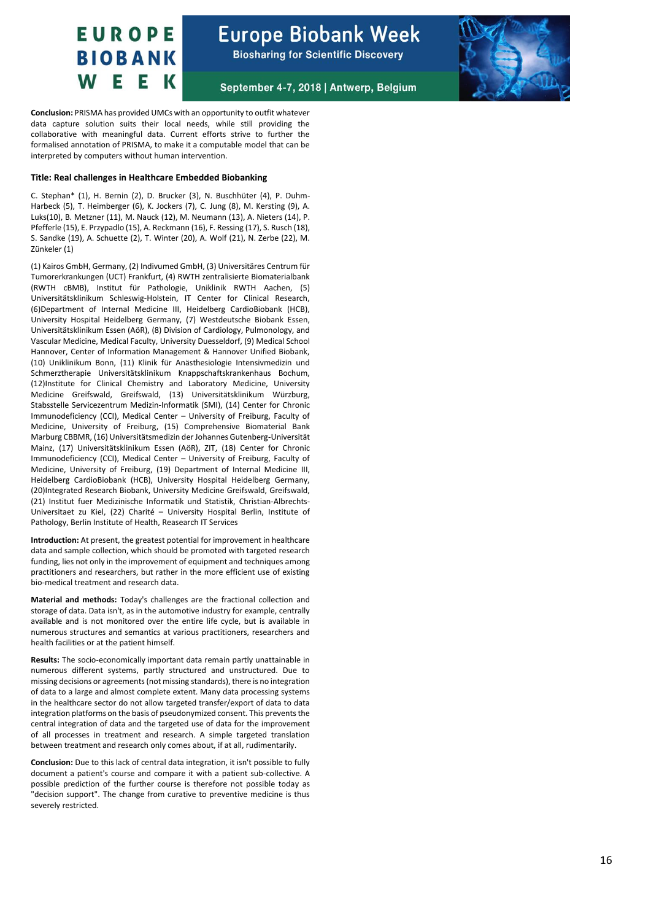**Conclusion:** PRISMA has provided UMCs with an opportunity to outfit whatever data capture solution suits their local needs, while still providing the collaborative with meaningful data. Current efforts strive to further the formalised annotation of PRISMA, to make it a computable model that can be interpreted by computers without human intervention.

**Title: Real challenges in Healthcare Embedded Biobanking**

C. Stephan* (1), H. Bernin (2), D. Brucker (3), N. Buschhüter (4), P. Duhm-Harbeck (5), T. Heimberger (6), K. Jockers (7), C. Jung (8), M. Kersting (9), A. Luks(10), B. Metzner (11), M. Nauck (12), M. Neumann (13), A. Nieters (14), P. Pfefferle (15), E. Przypadlo (15), A. Reckmann (16), F. Ressing (17), S. Rusch (18), S. Sandke (19), A. Schuette (2), T. Winter (20), A. Wolf (21), N. Zerbe (22), M. Zünkeler (1)

(1) Kairos GmbH, Germany, (2) Indivumed GmbH, (3) Universitäres Centrum für Tumorerkrankungen (UCT) Frankfurt, (4) RWTH zentralisierte Biomaterialbank (RWTH cBMB), Institut für Pathologie, Uniklinik RWTH Aachen, (5) Universitätsklinikum Schleswig-Holstein, IT Center for Clinical Research, (6)Department of Internal Medicine III, Heidelberg CardioBiobank (HCB), University Hospital Heidelberg Germany, (7) Westdeutsche Biobank Essen, Universitätsklinikum Essen (AöR), (8) Division of Cardiology, Pulmonology, and Vascular Medicine, Medical Faculty, University Duesseldorf, (9) Medical School Hannover, Center of Information Management & Hannover Unified Biobank, (10) Uniklinikum Bonn, (11) Klinik für Anästhesiologie Intensivmedizin und Schmerztherapie Universitätsklinikum Knappschaftskrankenhaus Bochum, (12)Institute for Clinical Chemistry and Laboratory Medicine, University Medicine Greifswald, Greifswald, (13) Universitätsklinikum Würzburg, Stabsstelle Servicezentrum Medizin-Informatik (SMI), (14) Center for Chronic Immunodeficiency (CCI), Medical Center – University of Freiburg, Faculty of Medicine, University of Freiburg, (15) Comprehensive Biomaterial Bank Marburg CBBMR, (16) Universitätsmedizin der Johannes Gutenberg-Universität Mainz, (17) Universitätsklinikum Essen (AöR), ZIT, (18) Center for Chronic Immunodeficiency (CCI), Medical Center – University of Freiburg, Faculty of Medicine, University of Freiburg, (19) Department of Internal Medicine III, Heidelberg CardioBiobank (HCB), University Hospital Heidelberg Germany, (20)Integrated Research Biobank, University Medicine Greifswald, Greifswald, (21) Institut fuer Medizinische Informatik und Statistik, Christian-Albrechts-Universitaet zu Kiel, (22) Charité – University Hospital Berlin, Institute of Pathology, Berlin Institute of Health, Reasearch IT Services

**Introduction:** At present, the greatest potential for improvement in healthcare data and sample collection, which should be promoted with targeted research funding, lies not only in the improvement of equipment and techniques among practitioners and researchers, but rather in the more efficient use of existing bio-medical treatment and research data.

**Material and methods:** Today's challenges are the fractional collection and storage of data. Data isn't, as in the automotive industry for example, centrally available and is not monitored over the entire life cycle, but is available in numerous structures and semantics at various practitioners, researchers and health facilities or at the patient himself.

**Results:** The socio-economically important data remain partly unattainable in numerous different systems, partly structured and unstructured. Due to missing decisions or agreements (not missing standards), there is no integration of data to a large and almost complete extent. Many data processing systems in the healthcare sector do not allow targeted transfer/export of data to data integration platforms on the basis of pseudonymized consent. This prevents the central integration of data and the targeted use of data for the improvement of all processes in treatment and research. A simple targeted translation between treatment and research only comes about, if at all, rudimentarily.

**Conclusion:** Due to this lack of central data integration, it isn't possible to fully document a patient's course and compare it with a patient sub-collective. A possible prediction of the further course is therefore not possible today as "decision support". The change from curative to preventive medicine is thus severely restricted.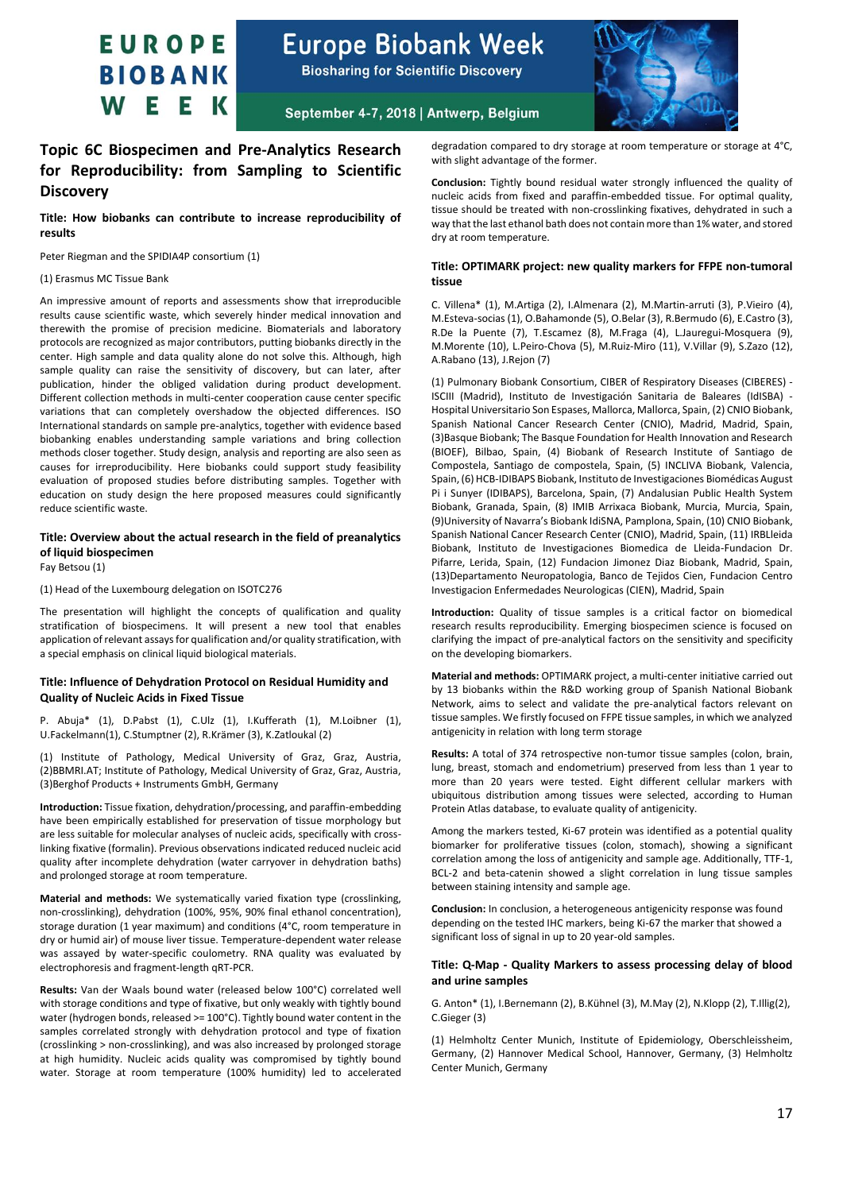## Topic 6C Biospecimen and Pre-Analytics Research for Reproducibility: from Sampling to Scientific Discovery

### Title: How biobanks can contribute to increase reproducibility of results

Peter Riegman and the SPIDIA4P consortium (1)

(1) Erasmus MC Tissue Bank

An impressive amount of reports and assessments show that irreproducible results cause scientific waste, which severely hinder medical innovation and therewith the promise of precision medicine. Biomaterials and laboratory protocols are recognized as major contributors, putting biobanks directly in the center. High sample and data quality alone do not solve this. Although, high sample quality can raise the sensitivity of discovery, but can later, after publication, hinder the obliged validation during product development. Different collection methods in multi-center cooperation cause center specific variations that can completely overshadow the objected differences. ISO International standards on sample pre-analytics, together with evidence based biobanking enables understanding sample variations and bring collection methods closer together. Study design, analysis and reporting are also seen as causes for irreproducibility. Here biobanks could support study feasibility evaluation of proposed studies before distributing samples. Together with education on study design the here proposed measures could significantly reduce scientific waste.

### Title: Overview about the actual research in the field of preanalytics of liquid biospecimen

Fay Betsou (1)

(1) Head of the Luxembourg delegation on ISOTC276

The presentation will highlight the concepts of qualification and quality stratification of biospecimens. It will present a new tool that enables application of relevant assays for qualification and/or quality stratification, with a special emphasis on clinical liquid biological materials.

### Title: Influence of Dehydration Protocol on Residual Humidity and Quality of Nucleic Acids in Fixed Tissue

P. Abuja* (1), D.Pabst (1), C.Ulz (1), I.Kufferath (1), M.Loibner (1), U.Fackelmann(1), C.Stumptner (2), R.Krämer (3), K.Zatloukal (2)

(1) Institute of Pathology, Medical University of Graz, Graz, Austria, (2)BBMRI.AT; Institute of Pathology, Medical University of Graz, Graz, Austria, (3)Berghof Products + Instruments GmbH, Germany

**Introduction:** Tissue fixation, dehydration/processing, and paraffin-embedding have been empirically established for preservation of tissue morphology but are less suitable for molecular analyses of nucleic acids, specifically with cross-linking fixative (formalin). Previous observations indicated reduced nucleic acid quality after incomplete dehydration (water carryover in dehydration baths) and prolonged storage at room temperature.

**Material and methods:** We systematically varied fixation type (crosslinking, non-crosslinking), dehydration (100%, 95%, 90% final ethanol concentration), storage duration (1 year maximum) and conditions (4°C, room temperature in dry or humid air) of mouse liver tissue. Temperature-dependent water release was assayed by water-specific coulometry. RNA quality was evaluated by electrophoresis and fragment-length qRT-PCR.

**Results:** Van der Waals bound water (released below 100°C) correlated well with storage conditions and type of fixative, but only weakly with tightly bound water (hydrogen bonds, released >= 100°C). Tightly bound water content in the samples correlated strongly with dehydration protocol and type of fixation (crosslinking > non-crosslinking), and was also increased by prolonged storage at high humidity. Nucleic acids quality was compromised by tightly bound water. Storage at room temperature (100% humidity) led to accelerated degradation compared to dry storage at room temperature or storage at 4°C, with slight advantage of the former.

**Conclusion:** Tightly bound residual water strongly influenced the quality of nucleic acids from fixed and paraffin-embedded tissue. For optimal quality, tissue should be treated with non-crosslinking fixatives, dehydrated in such a way that the last ethanol bath does not contain more than 1% water, and stored dry at room temperature.

### Title: OPTIMARK project: new quality markers for FFPE non-tumoral tissue

C. Villena* (1), M.Artiga (2), I.Almenara (2), M.Martin-arruti (3), P.Vieiro (4), M.Esteva-socias (1), O.Bahamonde (5), O.Belar (3), R.Bermudo (6), E.Castro (3), R.De la Puente (7), T.Escamez (8), M.Fraga (4), L.Jauregui-Mosquera (9), M.Morente (10), L.Peiro-Chova (5), M.Ruiz-Miro (11), V.Villar (9), S.Zazo (12), A.Rabano (13), J.Rejon (7)

(1) Pulmonary Biobank Consortium, CIBER of Respiratory Diseases (CIBERES) - ISCIII (Madrid), Instituto de Investigación Sanitaria de Baleares (IdISBA) - Hospital Universitario Son Espases, Mallorca, Mallorca, Spain, (2) CNIO Biobank, Spanish National Cancer Research Center (CNIO), Madrid, Madrid, Spain, (3)Basque Biobank; The Basque Foundation for Health Innovation and Research (BIOEF), Bilbao, Spain, (4) Biobank of Research Institute of Santiago de Compostela, Santiago de compostela, Spain, (5) INCLIVA Biobank, Valencia, Spain, (6) HCB-IDIBAPS Biobank, Instituto de Investigaciones Biomédicas August Pi i Sunyer (IDIBAPS), Barcelona, Spain, (7) Andalusian Public Health System Biobank, Granada, Spain, (8) IMIB Arrixaca Biobank, Murcia, Murcia, Spain, (9)University of Navarra's Biobank IdiSNA, Pamplona, Spain, (10) CNIO Biobank, Spanish National Cancer Research Center (CNIO), Madrid, Spain, (11) IRBLleida Biobank, Instituto de Investigaciones Biomedica de Lleida-Fundacion Dr. Pifarre, Lerida, Spain, (12) Fundacion Jimonez Diaz Biobank, Madrid, Spain, (13)Departamento Neuropatologia, Banco de Tejidos Cien, Fundacion Centro Investigacion Enfermedades Neurologicas (CIEN), Madrid, Spain

**Introduction:** Quality of tissue samples is a critical factor on biomedical research results reproducibility. Emerging biospecimen science is focused on clarifying the impact of pre-analytical factors on the sensitivity and specificity on the developing biomarkers.

**Material and methods:** OPTIMARK project, a multi-center initiative carried out by 13 biobanks within the R&D working group of Spanish National Biobank Network, aims to select and validate the pre-analytical factors relevant on tissue samples. We firstly focused on FFPE tissue samples, in which we analyzed antigenicity in relation with long term storage

**Results:** A total of 374 retrospective non-tumor tissue samples (colon, brain, lung, breast, stomach and endometrium) preserved from less than 1 year to more than 20 years were tested. Eight different cellular markers with ubiquitous distribution among tissues were selected, according to Human Protein Atlas database, to evaluate quality of antigenicity.

Among the markers tested, Ki-67 protein was identified as a potential quality biomarker for proliferative tissues (colon, stomach), showing a significant correlation among the loss of antigenicity and sample age. Additionally, TTF-1, BCL-2 and beta-catenin showed a slight correlation in lung tissue samples between staining intensity and sample age.

**Conclusion:** In conclusion, a heterogeneous antigenicity response was found depending on the tested IHC markers, being Ki-67 the marker that showed a significant loss of signal in up to 20 year-old samples.

### Title: Q-Map - Quality Markers to assess processing delay of blood and urine samples

G. Anton* (1), I.Bernemann (2), B.Kühnel (3), M.May (2), N.Klopp (2), T.Illig(2), C.Gieger (3)

(1) Helmholtz Center Munich, Institute of Epidemiology, Oberschleissheim, Germany, (2) Hannover Medical School, Hannover, Germany, (3) Helmholtz Center Munich, Germany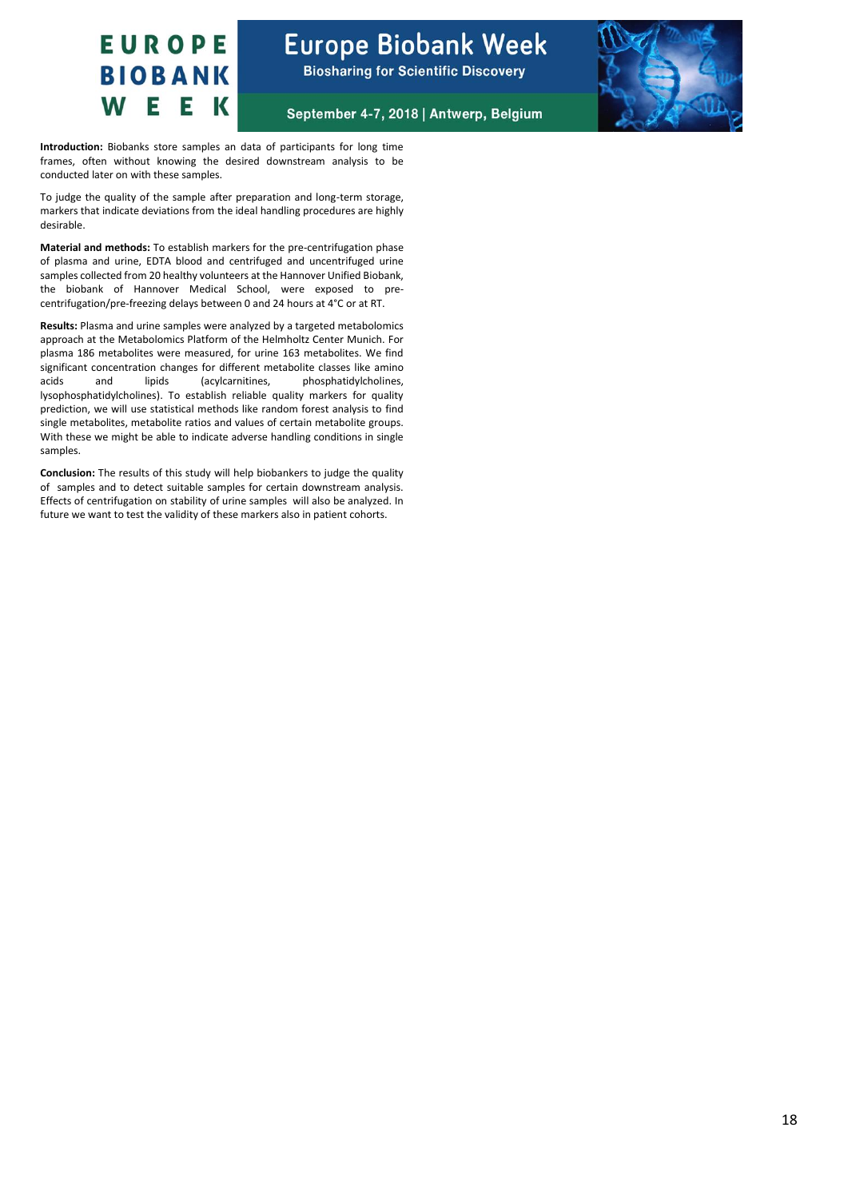**Introduction:** Biobanks store samples an data of participants for long time frames, often without knowing the desired downstream analysis to be conducted later on with these samples.

To judge the quality of the sample after preparation and long-term storage, markers that indicate deviations from the ideal handling procedures are highly desirable.

**Material and methods:** To establish markers for the pre-centrifugation phase of plasma and urine, EDTA blood and centrifuged and uncentrifuged urine samples collected from 20 healthy volunteers at the Hannover Unified Biobank, the biobank of Hannover Medical School, were exposed to pre-centrifugation/pre-freezing delays between 0 and 24 hours at 4°C or at RT.

**Results:** Plasma and urine samples were analyzed by a targeted metabolomics approach at the Metabolomics Platform of the Helmholtz Center Munich. For plasma 186 metabolites were measured, for urine 163 metabolites. We find significant concentration changes for different metabolite classes like amino acids and lipids (acylcarnitines, phosphatidylcholines, lysophosphatidylcholines). To establish reliable quality markers for quality prediction, we will use statistical methods like random forest analysis to find single metabolites, metabolite ratios and values of certain metabolite groups. With these we might be able to indicate adverse handling conditions in single samples.

**Conclusion:** The results of this study will help biobankers to judge the quality of samples and to detect suitable samples for certain downstream analysis. Effects of centrifugation on stability of urine samples will also be analyzed. In future we want to test the validity of these markers also in patient cohorts.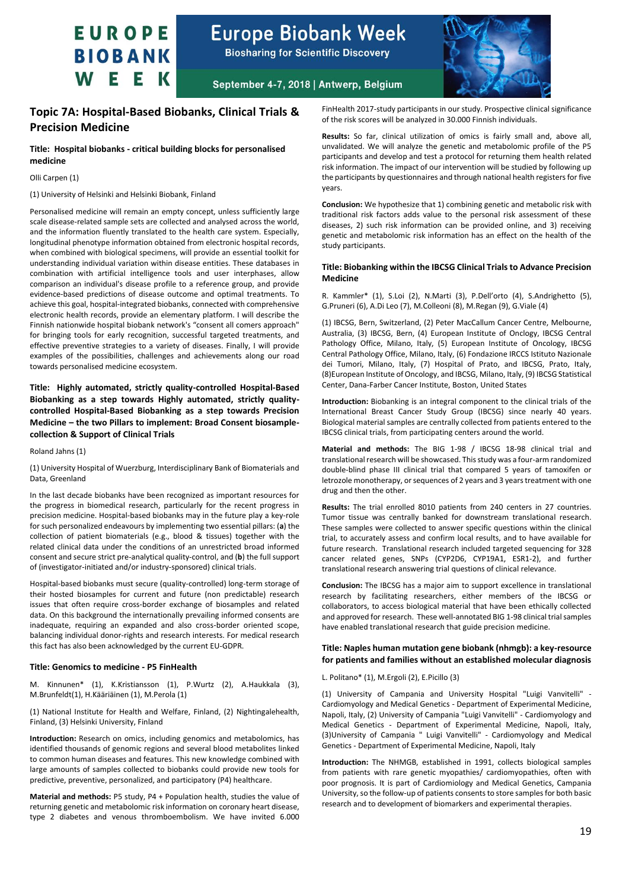## Topic 7A: Hospital-Based Biobanks, Clinical Trials & Precision Medicine

### Title: Hospital biobanks - critical building blocks for personalised medicine

Olli Carpen (1)

(1) University of Helsinki and Helsinki Biobank, Finland

Personalised medicine will remain an empty concept, unless sufficiently large scale disease-related sample sets are collected and analysed across the world, and the information fluently translated to the health care system. Especially, longitudinal phenotype information obtained from electronic hospital records, when combined with biological specimens, will provide an essential toolkit for understanding individual variation within disease entities. These databases in combination with artificial intelligence tools and user interphases, allow comparison an individual's disease profile to a reference group, and provide evidence-based predictions of disease outcome and optimal treatments. To achieve this goal, hospital-integrated biobanks, connected with comprehensive electronic health records, provide an elementary platform. I will describe the Finnish nationwide hospital biobank network's "consent all comers approach" for bringing tools for early recognition, successful targeted treatments, and effective preventive strategies to a variety of diseases. Finally, I will provide examples of the possibilities, challenges and achievements along our road towards personalised medicine ecosystem.

### Title: Highly automated, strictly quality-controlled Hospital-Based Biobanking as a step towards Highly automated, strictly quality-controlled Hospital-Based Biobanking as a step towards Precision Medicine – the two Pillars to implement: Broad Consent biosample-collection & Support of Clinical Trials

Roland Jahns (1)

(1) University Hospital of Wuerzburg, Interdisciplinary Bank of Biomaterials and Data, Greenland

In the last decade biobanks have been recognized as important resources for the progress in biomedical research, particularly for the recent progress in precision medicine. Hospital-based biobanks may in the future play a key-role for such personalized endeavours by implementing two essential pillars: (**a**) the collection of patient biomaterials (e.g., blood & tissues) together with the related clinical data under the conditions of an unrestricted broad informed consent and secure strict pre-analytical quality-control, and (**b**) the full support of (investigator-initiated and/or industry-sponsored) clinical trials.

Hospital-based biobanks must secure (quality-controlled) long-term storage of their hosted biosamples for current and future (non predictable) research issues that often require cross-border exchange of biosamples and related data. On this background the internationally prevailing informed consents are inadequate, requiring an expanded and also cross-border oriented scope, balancing individual donor-rights and research interests. For medical research this fact has also been acknowledged by the current EU-GDPR.

### Title: Genomics to medicine - P5 FinHealth

M. Kinnunen* (1), K.Kristiansson (1), P.Wurtz (2), A.Haukkala (3), M.Brunfeldt(1), H.Kääriäinen (1), M.Perola (1)

(1) National Institute for Health and Welfare, Finland, (2) Nightingalehealth, Finland, (3) Helsinki University, Finland

**Introduction:** Research on omics, including genomics and metabolomics, has identified thousands of genomic regions and several blood metabolites linked to common human diseases and features. This new knowledge combined with large amounts of samples collected to biobanks could provide new tools for predictive, preventive, personalized, and participatory (P4) healthcare.

**Material and methods:** P5 study, P4 + Population health, studies the value of returning genetic and metabolomic risk information on coronary heart disease, type 2 diabetes and venous thromboembolism. We have invited 6.000 FinHealth 2017-study participants in our study. Prospective clinical significance of the risk scores will be analyzed in 30.000 Finnish individuals.

**Results:** So far, clinical utilization of omics is fairly small and, above all, unvalidated. We will analyze the genetic and metabolomic profile of the P5 participants and develop and test a protocol for returning them health related risk information. The impact of our intervention will be studied by following up the participants by questionnaires and through national health registers for five years.

**Conclusion:** We hypothesize that 1) combining genetic and metabolic risk with traditional risk factors adds value to the personal risk assessment of these diseases, 2) such risk information can be provided online, and 3) receiving genetic and metabolomic risk information has an effect on the health of the study participants.

### Title: Biobanking within the IBCSG Clinical Trials to Advance Precision Medicine

R. Kammler* (1), S.Loi (2), N.Marti (3), P.Dell'orto (4), S.Andrighetto (5), G.Pruneri (6), A.Di Leo (7), M.Colleoni (8), M.Regan (9), G.Viale (4)

(1) IBCSG, Bern, Switzerland, (2) Peter MacCallum Cancer Centre, Melbourne, Australia, (3) IBCSG, Bern, (4) European Institute of Onclogy, IBCSG Central Pathology Office, Milano, Italy, (5) European Institute of Oncology, IBCSG Central Pathology Office, Milano, Italy, (6) Fondazione IRCCS Istituto Nazionale dei Tumori, Milano, Italy, (7) Hospital of Prato, and IBCSG, Prato, Italy, (8)European Institute of Oncology, and IBCSG, Milano, Italy, (9) IBCSG Statistical Center, Dana-Farber Cancer Institute, Boston, United States

**Introduction:** Biobanking is an integral component to the clinical trials of the International Breast Cancer Study Group (IBCSG) since nearly 40 years. Biological material samples are centrally collected from patients entered to the IBCSG clinical trials, from participating centers around the world.

**Material and methods:** The BIG 1-98 / IBCSG 18-98 clinical trial and translational research will be showcased. This study was a four-arm randomized double-blind phase III clinical trial that compared 5 years of tamoxifen or letrozole monotherapy, or sequences of 2 years and 3 years treatment with one drug and then the other.

**Results:** The trial enrolled 8010 patients from 240 centers in 27 countries. Tumor tissue was centrally banked for downstream translational research. These samples were collected to answer specific questions within the clinical trial, to accurately assess and confirm local results, and to have available for future research. Translational research included targeted sequencing for 328 cancer related genes, SNPs (CYP2D6, CYP19A1, ESR1-2), and further translational research answering trial questions of clinical relevance.

**Conclusion:** The IBCSG has a major aim to support excellence in translational research by facilitating researchers, either members of the IBCSG or collaborators, to access biological material that have been ethically collected and approved for research. These well-annotated BIG 1-98 clinical trial samples have enabled translational research that guide precision medicine.

### Title: Naples human mutation gene biobank (nhmgb): a key-resource for patients and families without an established molecular diagnosis

L. Politano* (1), M.Ergoli (2), E.Picillo (3)

(1) University of Campania and University Hospital "Luigi Vanvitelli" - Cardiomyology and Medical Genetics - Department of Experimental Medicine, Napoli, Italy, (2) University of Campania "Luigi Vanvitelli" - Cardiomyology and Medical Genetics - Department of Experimental Medicine, Napoli, Italy, (3)University of Campania " Luigi Vanvitelli" - Cardiomyology and Medical Genetics - Department of Experimental Medicine, Napoli, Italy

**Introduction:** The NHMGB, established in 1991, collects biological samples from patients with rare genetic myopathies/ cardiomyopathies, often with poor prognosis. It is part of Cardiomiology and Medical Genetics, Campania University, so the follow-up of patients consents to store samples for both basic research and to development of biomarkers and experimental therapies.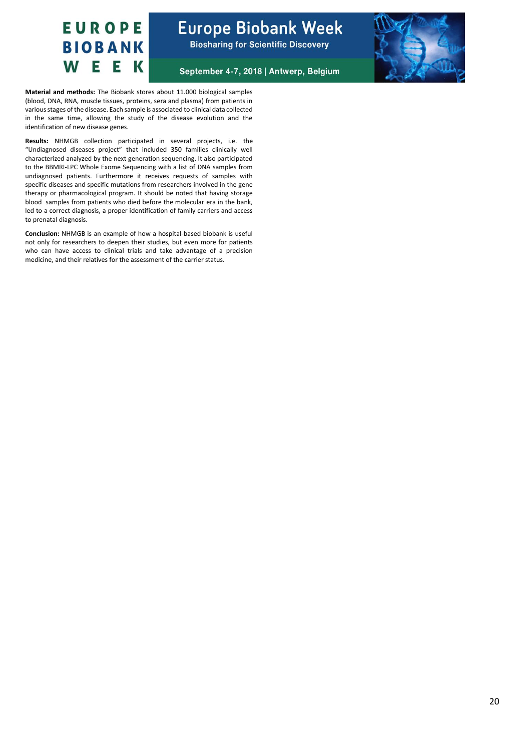**Material and methods:** The Biobank stores about 11.000 biological samples (blood, DNA, RNA, muscle tissues, proteins, sera and plasma) from patients in various stages of the disease. Each sample is associated to clinical data collected in the same time, allowing the study of the disease evolution and the identification of new disease genes.

**Results:** NHMGB collection participated in several projects, i.e. the "Undiagnosed diseases project" that included 350 families clinically well characterized analyzed by the next generation sequencing. It also participated to the BBMRI-LPC Whole Exome Sequencing with a list of DNA samples from undiagnosed patients. Furthermore it receives requests of samples with specific diseases and specific mutations from researchers involved in the gene therapy or pharmacological program. It should be noted that having storage blood samples from patients who died before the molecular era in the bank, led to a correct diagnosis, a proper identification of family carriers and access to prenatal diagnosis.

**Conclusion:** NHMGB is an example of how a hospital-based biobank is useful not only for researchers to deepen their studies, but even more for patients who can have access to clinical trials and take advantage of a precision medicine, and their relatives for the assessment of the carrier status.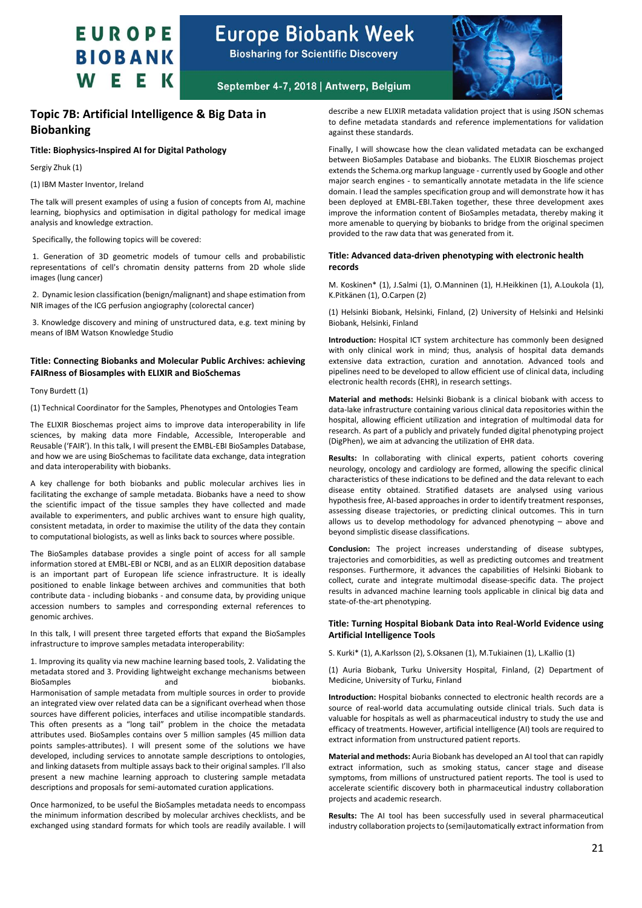## Topic 7B: Artificial Intelligence & Big Data in Biobanking

### Title: Biophysics-Inspired AI for Digital Pathology

Sergiy Zhuk (1)

(1) IBM Master Inventor, Ireland

The talk will present examples of using a fusion of concepts from AI, machine learning, biophysics and optimisation in digital pathology for medical image analysis and knowledge extraction.

Specifically, the following topics will be covered:

1. Generation of 3D geometric models of tumour cells and probabilistic representations of cell's chromatin density patterns from 2D whole slide images (lung cancer)

2. Dynamic lesion classification (benign/malignant) and shape estimation from NIR images of the ICG perfusion angiography (colorectal cancer)

3. Knowledge discovery and mining of unstructured data, e.g. text mining by means of IBM Watson Knowledge Studio

### Title: Connecting Biobanks and Molecular Public Archives: achieving FAIRness of Biosamples with ELIXIR and BioSchemas

Tony Burdett (1)

(1) Technical Coordinator for the Samples, Phenotypes and Ontologies Team

The ELIXIR Bioschemas project aims to improve data interoperability in life sciences, by making data more Findable, Accessible, Interoperable and Reusable ('FAIR'). In this talk, I will present the EMBL-EBI BioSamples Database, and how we are using BioSchemas to facilitate data exchange, data integration and data interoperability with biobanks.

A key challenge for both biobanks and public molecular archives lies in facilitating the exchange of sample metadata. Biobanks have a need to show the scientific impact of the tissue samples they have collected and made available to experimenters, and public archives want to ensure high quality, consistent metadata, in order to maximise the utility of the data they contain to computational biologists, as well as links back to sources where possible.

The BioSamples database provides a single point of access for all sample information stored at EMBL-EBI or NCBI, and as an ELIXIR deposition database is an important part of European life science infrastructure. It is ideally positioned to enable linkage between archives and communities that both contribute data - including biobanks - and consume data, by providing unique accession numbers to samples and corresponding external references to genomic archives.

In this talk, I will present three targeted efforts that expand the BioSamples infrastructure to improve samples metadata interoperability:

1. Improving its quality via new machine learning based tools, 2. Validating the metadata stored and 3. Providing lightweight exchange mechanisms between BioSamples and biobanks.

Harmonisation of sample metadata from multiple sources in order to provide an integrated view over related data can be a significant overhead when those sources have different policies, interfaces and utilise incompatible standards. This often presents as a "long tail" problem in the choice the metadata attributes used. BioSamples contains over 5 million samples (45 million data points samples-attributes). I will present some of the solutions we have developed, including services to annotate sample descriptions to ontologies, and linking datasets from multiple assays back to their original samples. I'll also present a new machine learning approach to clustering sample metadata descriptions and proposals for semi-automated curation applications.

Once harmonized, to be useful the BioSamples metadata needs to encompass the minimum information described by molecular archives checklists, and be exchanged using standard formats for which tools are readily available. I will describe a new ELIXIR metadata validation project that is using JSON schemas to define metadata standards and reference implementations for validation against these standards.

Finally, I will showcase how the clean validated metadata can be exchanged between BioSamples Database and biobanks. The ELIXIR Bioschemas project extends the Schema.org markup language - currently used by Google and other major search engines - to semantically annotate metadata in the life science domain. I lead the samples specification group and will demonstrate how it has been deployed at EMBL-EBI.Taken together, these three development axes improve the information content of BioSamples metadata, thereby making it more amenable to querying by biobanks to bridge from the original specimen provided to the raw data that was generated from it.

### Title: Advanced data-driven phenotyping with electronic health records

M. Koskinen* (1), J.Salmi (1), O.Manninen (1), H.Heikkinen (1), A.Loukola (1), K.Pitkänen (1), O.Carpen (2)

(1) Helsinki Biobank, Helsinki, Finland, (2) University of Helsinki and Helsinki Biobank, Helsinki, Finland

**Introduction:** Hospital ICT system architecture has commonly been designed with only clinical work in mind; thus, analysis of hospital data demands extensive data extraction, curation and annotation. Advanced tools and pipelines need to be developed to allow efficient use of clinical data, including electronic health records (EHR), in research settings.

**Material and methods:** Helsinki Biobank is a clinical biobank with access to data-lake infrastructure containing various clinical data repositories within the hospital, allowing efficient utilization and integration of multimodal data for research. As part of a publicly and privately funded digital phenotyping project (DigPhen), we aim at advancing the utilization of EHR data.

**Results:** In collaborating with clinical experts, patient cohorts covering neurology, oncology and cardiology are formed, allowing the specific clinical characteristics of these indications to be defined and the data relevant to each disease entity obtained. Stratified datasets are analysed using various hypothesis free, AI-based approaches in order to identify treatment responses, assessing disease trajectories, or predicting clinical outcomes. This in turn allows us to develop methodology for advanced phenotyping – above and beyond simplistic disease classifications.

**Conclusion:** The project increases understanding of disease subtypes, trajectories and comorbidities, as well as predicting outcomes and treatment responses. Furthermore, it advances the capabilities of Helsinki Biobank to collect, curate and integrate multimodal disease-specific data. The project results in advanced machine learning tools applicable in clinical big data and state-of-the-art phenotyping.

### Title: Turning Hospital Biobank Data into Real-World Evidence using Artificial Intelligence Tools

S. Kurki* (1), A.Karlsson (2), S.Oksanen (1), M.Tukiainen (1), L.Kallio (1)

(1) Auria Biobank, Turku University Hospital, Finland, (2) Department of Medicine, University of Turku, Finland

**Introduction:** Hospital biobanks connected to electronic health records are a source of real-world data accumulating outside clinical trials. Such data is valuable for hospitals as well as pharmaceutical industry to study the use and efficacy of treatments. However, artificial intelligence (AI) tools are required to extract information from unstructured patient reports.

**Material and methods:** Auria Biobank has developed an AI tool that can rapidly extract information, such as smoking status, cancer stage and disease symptoms, from millions of unstructured patient reports. The tool is used to accelerate scientific discovery both in pharmaceutical industry collaboration projects and academic research.

**Results:** The AI tool has been successfully used in several pharmaceutical industry collaboration projects to (semi)automatically extract information from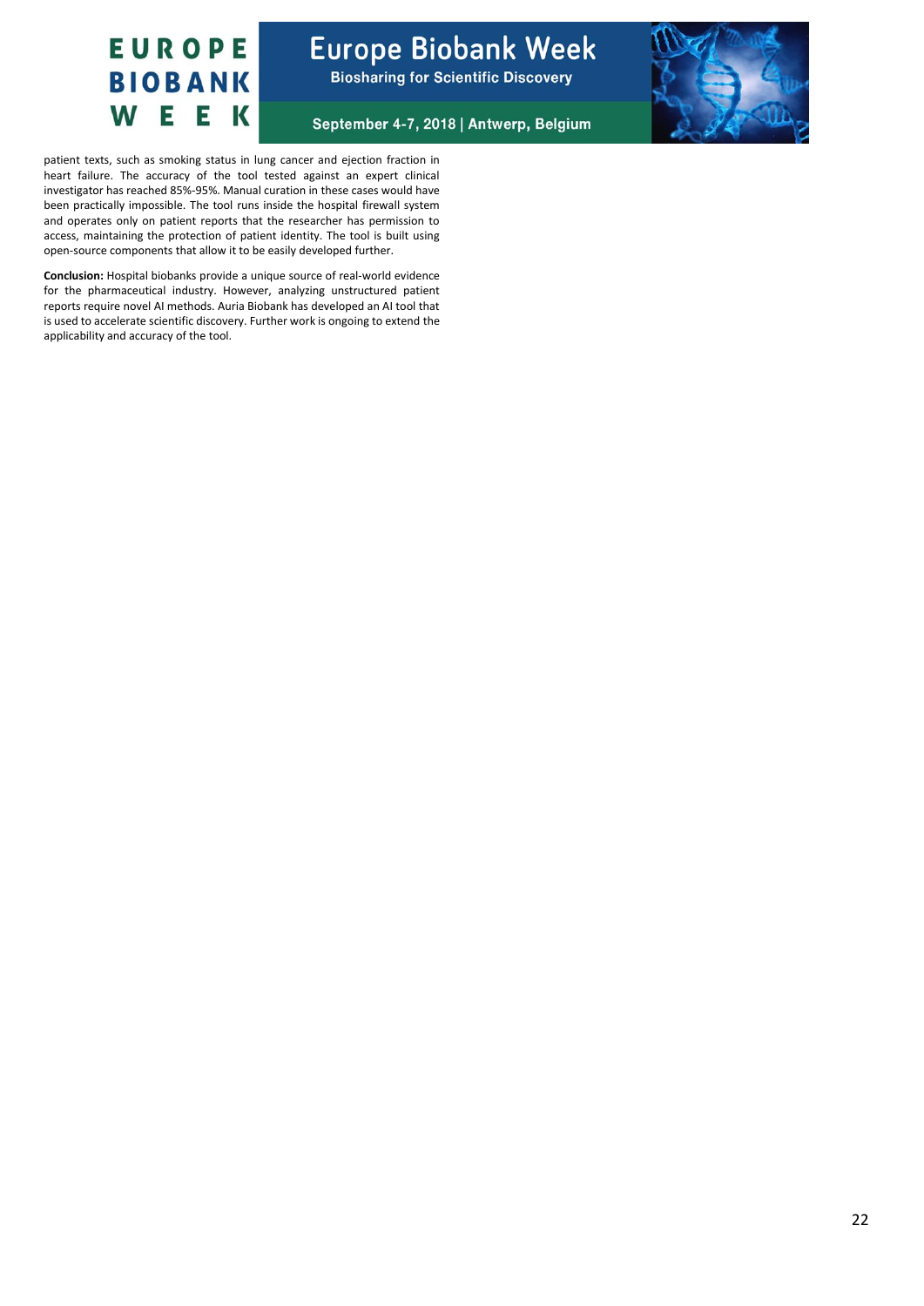patient texts, such as smoking status in lung cancer and ejection fraction in heart failure. The accuracy of the tool tested against an expert clinical investigator has reached 85%-95%. Manual curation in these cases would have been practically impossible. The tool runs inside the hospital firewall system and operates only on patient reports that the researcher has permission to access, maintaining the protection of patient identity. The tool is built using open-source components that allow it to be easily developed further.

**Conclusion:** Hospital biobanks provide a unique source of real-world evidence for the pharmaceutical industry. However, analyzing unstructured patient reports require novel AI methods. Auria Biobank has developed an AI tool that is used to accelerate scientific discovery. Further work is ongoing to extend the applicability and accuracy of the tool.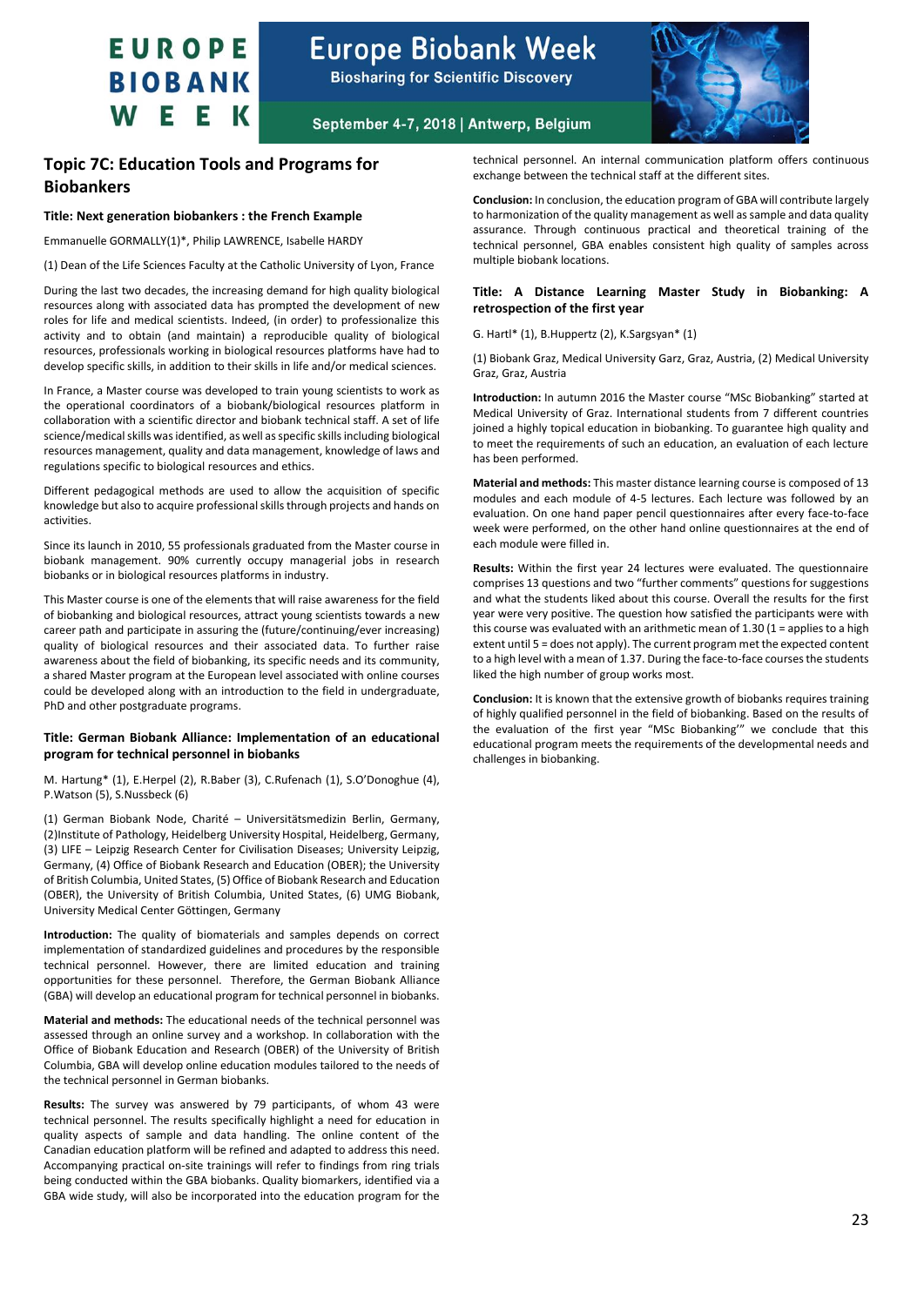## Topic 7C: Education Tools and Programs for Biobankers

**Title: Next generation biobankers : the French Example**

Emmanuelle GORMALLY(1)*, Philip LAWRENCE, Isabelle HARDY

(1) Dean of the Life Sciences Faculty at the Catholic University of Lyon, France

During the last two decades, the increasing demand for high quality biological resources along with associated data has prompted the development of new roles for life and medical scientists. Indeed, (in order) to professionalize this activity and to obtain (and maintain) a reproducible quality of biological resources, professionals working in biological resources platforms have had to develop specific skills, in addition to their skills in life and/or medical sciences.

In France, a Master course was developed to train young scientists to work as the operational coordinators of a biobank/biological resources platform in collaboration with a scientific director and biobank technical staff. A set of life science/medical skills was identified, as well as specific skills including biological resources management, quality and data management, knowledge of laws and regulations specific to biological resources and ethics.

Different pedagogical methods are used to allow the acquisition of specific knowledge but also to acquire professional skills through projects and hands on activities.

Since its launch in 2010, 55 professionals graduated from the Master course in biobank management. 90% currently occupy managerial jobs in research biobanks or in biological resources platforms in industry.

This Master course is one of the elements that will raise awareness for the field of biobanking and biological resources, attract young scientists towards a new career path and participate in assuring the (future/continuing/ever increasing) quality of biological resources and their associated data. To further raise awareness about the field of biobanking, its specific needs and its community, a shared Master program at the European level associated with online courses could be developed along with an introduction to the field in undergraduate, PhD and other postgraduate programs.

**Title: German Biobank Alliance: Implementation of an educational program for technical personnel in biobanks**

M. Hartung* (1), E.Herpel (2), R.Baber (3), C.Rufenach (1), S.O'Donoghue (4), P.Watson (5), S.Nussbeck (6)

(1) German Biobank Node, Charité – Universitätsmedizin Berlin, Germany, (2)Institute of Pathology, Heidelberg University Hospital, Heidelberg, Germany, (3) LIFE – Leipzig Research Center for Civilisation Diseases; University Leipzig, Germany, (4) Office of Biobank Research and Education (OBER); the University of British Columbia, United States, (5) Office of Biobank Research and Education (OBER), the University of British Columbia, United States, (6) UMG Biobank, University Medical Center Göttingen, Germany

**Introduction:** The quality of biomaterials and samples depends on correct implementation of standardized guidelines and procedures by the responsible technical personnel. However, there are limited education and training opportunities for these personnel. Therefore, the German Biobank Alliance (GBA) will develop an educational program for technical personnel in biobanks.

**Material and methods:** The educational needs of the technical personnel was assessed through an online survey and a workshop. In collaboration with the Office of Biobank Education and Research (OBER) of the University of British Columbia, GBA will develop online education modules tailored to the needs of the technical personnel in German biobanks.

**Results:** The survey was answered by 79 participants, of whom 43 were technical personnel. The results specifically highlight a need for education in quality aspects of sample and data handling. The online content of the Canadian education platform will be refined and adapted to address this need. Accompanying practical on-site trainings will refer to findings from ring trials being conducted within the GBA biobanks. Quality biomarkers, identified via a GBA wide study, will also be incorporated into the education program for the technical personnel. An internal communication platform offers continuous exchange between the technical staff at the different sites.

**Conclusion:** In conclusion, the education program of GBA will contribute largely to harmonization of the quality management as well as sample and data quality assurance. Through continuous practical and theoretical training of the technical personnel, GBA enables consistent high quality of samples across multiple biobank locations.

**Title: A Distance Learning Master Study in Biobanking: A retrospection of the first year**

G. Hartl* (1), B.Huppertz (2), K.Sargsyan* (1)

(1) Biobank Graz, Medical University Garz, Graz, Austria, (2) Medical University Graz, Graz, Austria

**Introduction:** In autumn 2016 the Master course "MSc Biobanking" started at Medical University of Graz. International students from 7 different countries joined a highly topical education in biobanking. To guarantee high quality and to meet the requirements of such an education, an evaluation of each lecture has been performed.

**Material and methods:** This master distance learning course is composed of 13 modules and each module of 4-5 lectures. Each lecture was followed by an evaluation. On one hand paper pencil questionnaires after every face-to-face week were performed, on the other hand online questionnaires at the end of each module were filled in.

**Results:** Within the first year 24 lectures were evaluated. The questionnaire comprises 13 questions and two "further comments" questions for suggestions and what the students liked about this course. Overall the results for the first year were very positive. The question how satisfied the participants were with this course was evaluated with an arithmetic mean of 1.30 (1 = applies to a high extent until 5 = does not apply). The current program met the expected content to a high level with a mean of 1.37. During the face-to-face courses the students liked the high number of group works most.

**Conclusion:** It is known that the extensive growth of biobanks requires training of highly qualified personnel in the field of biobanking. Based on the results of the evaluation of the first year "MSc Biobanking'" we conclude that this educational program meets the requirements of the developmental needs and challenges in biobanking.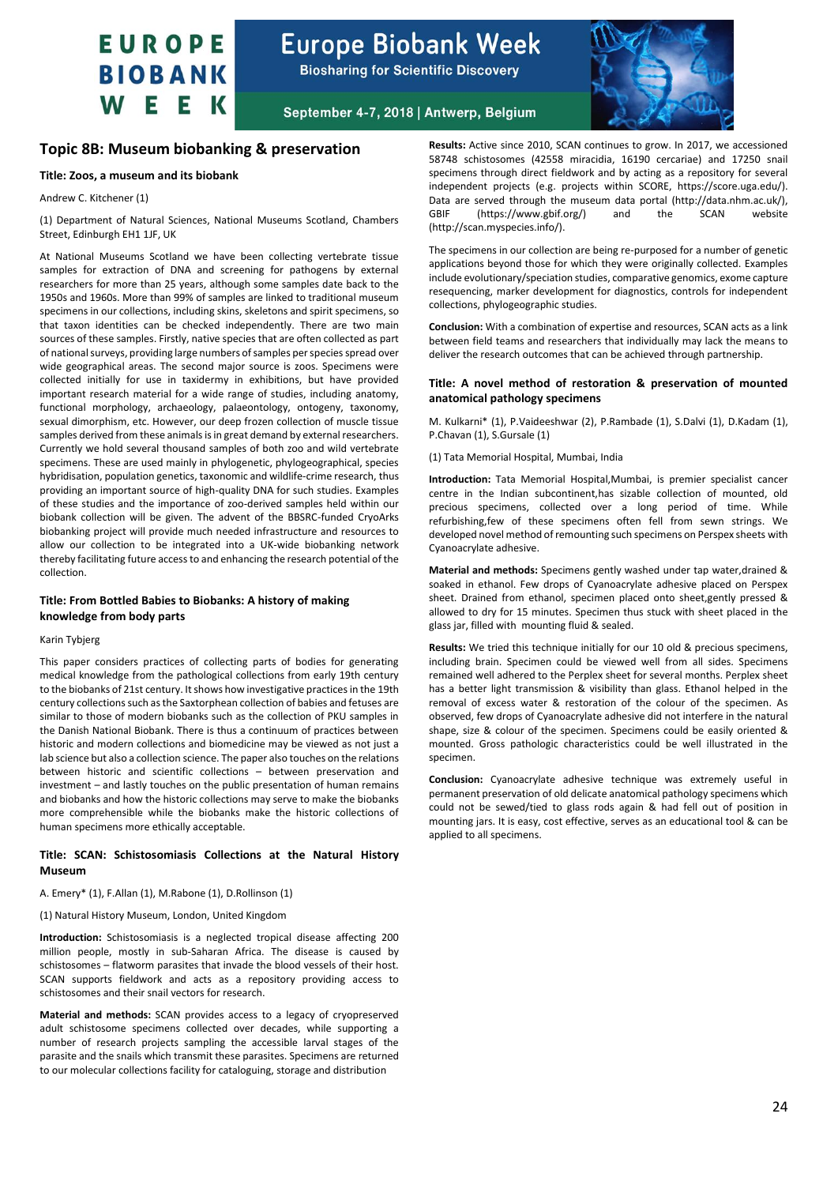## Topic 8B: Museum biobanking & preservation

### Title: Zoos, a museum and its biobank

Andrew C. Kitchener (1)

(1) Department of Natural Sciences, National Museums Scotland, Chambers Street, Edinburgh EH1 1JF, UK

At National Museums Scotland we have been collecting vertebrate tissue samples for extraction of DNA and screening for pathogens by external researchers for more than 25 years, although some samples date back to the 1950s and 1960s. More than 99% of samples are linked to traditional museum specimens in our collections, including skins, skeletons and spirit specimens, so that taxon identities can be checked independently. There are two main sources of these samples. Firstly, native species that are often collected as part of national surveys, providing large numbers of samples per species spread over wide geographical areas. The second major source is zoos. Specimens were collected initially for use in taxidermy in exhibitions, but have provided important research material for a wide range of studies, including anatomy, functional morphology, archaeology, palaeontology, ontogeny, taxonomy, sexual dimorphism, etc. However, our deep frozen collection of muscle tissue samples derived from these animals is in great demand by external researchers. Currently we hold several thousand samples of both zoo and wild vertebrate specimens. These are used mainly in phylogenetic, phylogeographical, species hybridisation, population genetics, taxonomic and wildlife-crime research, thus providing an important source of high-quality DNA for such studies. Examples of these studies and the importance of zoo-derived samples held within our biobank collection will be given. The advent of the BBSRC-funded CryoArks biobanking project will provide much needed infrastructure and resources to allow our collection to be integrated into a UK-wide biobanking network thereby facilitating future access to and enhancing the research potential of the collection.

### Title: From Bottled Babies to Biobanks: A history of making knowledge from body parts

Karin Tybjerg

This paper considers practices of collecting parts of bodies for generating medical knowledge from the pathological collections from early 19th century to the biobanks of 21st century. It shows how investigative practices in the 19th century collections such as the Saxtorphean collection of babies and fetuses are similar to those of modern biobanks such as the collection of PKU samples in the Danish National Biobank. There is thus a continuum of practices between historic and modern collections and biomedicine may be viewed as not just a lab science but also a collection science. The paper also touches on the relations between historic and scientific collections – between preservation and investment – and lastly touches on the public presentation of human remains and biobanks and how the historic collections may serve to make the biobanks more comprehensible while the biobanks make the historic collections of human specimens more ethically acceptable.

### Title: SCAN: Schistosomiasis Collections at the Natural History Museum

A. Emery* (1), F.Allan (1), M.Rabone (1), D.Rollinson (1)

(1) Natural History Museum, London, United Kingdom

**Introduction:** Schistosomiasis is a neglected tropical disease affecting 200 million people, mostly in sub-Saharan Africa. The disease is caused by schistosomes – flatworm parasites that invade the blood vessels of their host. SCAN supports fieldwork and acts as a repository providing access to schistosomes and their snail vectors for research.

**Material and methods:** SCAN provides access to a legacy of cryopreserved adult schistosome specimens collected over decades, while supporting a number of research projects sampling the accessible larval stages of the parasite and the snails which transmit these parasites. Specimens are returned to our molecular collections facility for cataloguing, storage and distribution

**Results:** Active since 2010, SCAN continues to grow. In 2017, we accessioned 58748 schistosomes (42558 miracidia, 16190 cercariae) and 17250 snail specimens through direct fieldwork and by acting as a repository for several independent projects (e.g. projects within SCORE, https://score.uga.edu/). Data are served through the museum data portal (http://data.nhm.ac.uk/), GBIF (https://www.gbif.org/) and the SCAN website (http://scan.myspecies.info/).

The specimens in our collection are being re-purposed for a number of genetic applications beyond those for which they were originally collected. Examples include evolutionary/speciation studies, comparative genomics, exome capture resequencing, marker development for diagnostics, controls for independent collections, phylogeographic studies.

**Conclusion:** With a combination of expertise and resources, SCAN acts as a link between field teams and researchers that individually may lack the means to deliver the research outcomes that can be achieved through partnership.

### Title: A novel method of restoration & preservation of mounted anatomical pathology specimens

M. Kulkarni* (1), P.Vaideeshwar (2), P.Rambade (1), S.Dalvi (1), D.Kadam (1), P.Chavan (1), S.Gursale (1)

(1) Tata Memorial Hospital, Mumbai, India

**Introduction:** Tata Memorial Hospital,Mumbai, is premier specialist cancer centre in the Indian subcontinent,has sizable collection of mounted, old precious specimens, collected over a long period of time. While refurbishing,few of these specimens often fell from sewn strings. We developed novel method of remounting such specimens on Perspex sheets with Cyanoacrylate adhesive.

**Material and methods:** Specimens gently washed under tap water,drained & soaked in ethanol. Few drops of Cyanoacrylate adhesive placed on Perspex sheet. Drained from ethanol, specimen placed onto sheet,gently pressed & allowed to dry for 15 minutes. Specimen thus stuck with sheet placed in the glass jar, filled with mounting fluid & sealed.

**Results:** We tried this technique initially for our 10 old & precious specimens, including brain. Specimen could be viewed well from all sides. Specimens remained well adhered to the Perplex sheet for several months. Perplex sheet has a better light transmission & visibility than glass. Ethanol helped in the removal of excess water & restoration of the colour of the specimen. As observed, few drops of Cyanoacrylate adhesive did not interfere in the natural shape, size & colour of the specimen. Specimens could be easily oriented & mounted. Gross pathologic characteristics could be well illustrated in the specimen.

**Conclusion:** Cyanoacrylate adhesive technique was extremely useful in permanent preservation of old delicate anatomical pathology specimens which could not be sewed/tied to glass rods again & had fell out of position in mounting jars. It is easy, cost effective, serves as an educational tool & can be applied to all specimens.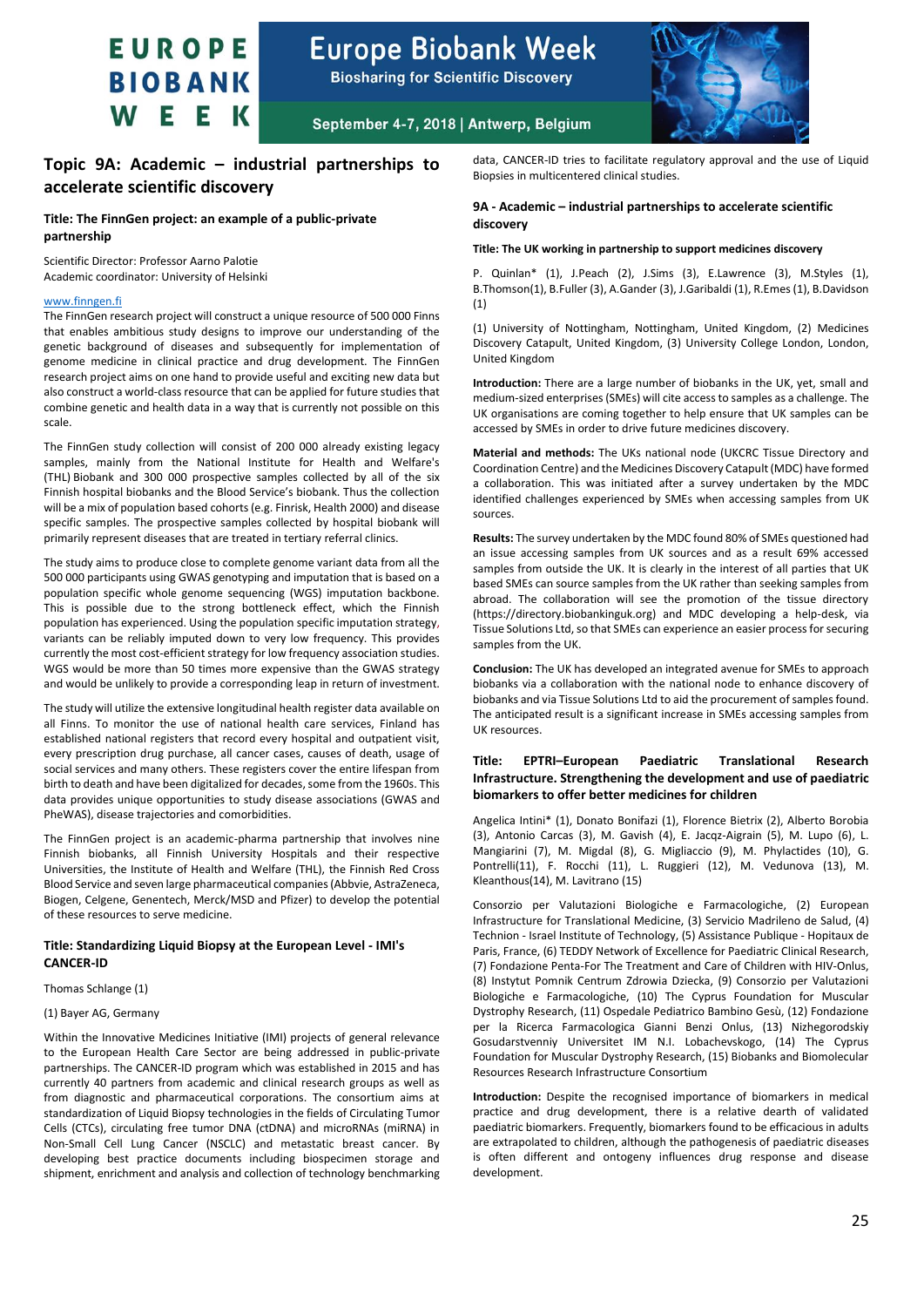## Topic 9A: Academic – industrial partnerships to accelerate scientific discovery

### Title: The FinnGen project: an example of a public-private partnership

Scientific Director: Professor Aarno Palotie
Academic coordinator: University of Helsinki

www.finngen.fi

The FinnGen research project will construct a unique resource of 500 000 Finns that enables ambitious study designs to improve our understanding of the genetic background of diseases and subsequently for implementation of genome medicine in clinical practice and drug development. The FinnGen research project aims on one hand to provide useful and exciting new data but also construct a world-class resource that can be applied for future studies that combine genetic and health data in a way that is currently not possible on this scale.

The FinnGen study collection will consist of 200 000 already existing legacy samples, mainly from the National Institute for Health and Welfare's (THL) Biobank and 300 000 prospective samples collected by all of the six Finnish hospital biobanks and the Blood Service's biobank. Thus the collection will be a mix of population based cohorts (e.g. Finrisk, Health 2000) and disease specific samples. The prospective samples collected by hospital biobank will primarily represent diseases that are treated in tertiary referral clinics.

The study aims to produce close to complete genome variant data from all the 500 000 participants using GWAS genotyping and imputation that is based on a population specific whole genome sequencing (WGS) imputation backbone. This is possible due to the strong bottleneck effect, which the Finnish population has experienced. Using the population specific imputation strategy, variants can be reliably imputed down to very low frequency. This provides currently the most cost-efficient strategy for low frequency association studies. WGS would be more than 50 times more expensive than the GWAS strategy and would be unlikely to provide a corresponding leap in return of investment.

The study will utilize the extensive longitudinal health register data available on all Finns. To monitor the use of national health care services, Finland has established national registers that record every hospital and outpatient visit, every prescription drug purchase, all cancer cases, causes of death, usage of social services and many others. These registers cover the entire lifespan from birth to death and have been digitalized for decades, some from the 1960s. This data provides unique opportunities to study disease associations (GWAS and PheWAS), disease trajectories and comorbidities.

The FinnGen project is an academic-pharma partnership that involves nine Finnish biobanks, all Finnish University Hospitals and their respective Universities, the Institute of Health and Welfare (THL), the Finnish Red Cross Blood Service and seven large pharmaceutical companies (Abbvie, AstraZeneca, Biogen, Celgene, Genentech, Merck/MSD and Pfizer) to develop the potential of these resources to serve medicine.

### Title: Standardizing Liquid Biopsy at the European Level - IMI's CANCER-ID

Thomas Schlange (1)

(1) Bayer AG, Germany

Within the Innovative Medicines Initiative (IMI) projects of general relevance to the European Health Care Sector are being addressed in public-private partnerships. The CANCER-ID program which was established in 2015 and has currently 40 partners from academic and clinical research groups as well as from diagnostic and pharmaceutical corporations. The consortium aims at standardization of Liquid Biopsy technologies in the fields of Circulating Tumor Cells (CTCs), circulating free tumor DNA (ctDNA) and microRNAs (miRNA) in Non-Small Cell Lung Cancer (NSCLC) and metastatic breast cancer. By developing best practice documents including biospecimen storage and shipment, enrichment and analysis and collection of technology benchmarking data, CANCER-ID tries to facilitate regulatory approval and the use of Liquid Biopsies in multicentered clinical studies.

### 9A - Academic – industrial partnerships to accelerate scientific discovery

#### Title: The UK working in partnership to support medicines discovery

P. Quinlan* (1), J.Peach (2), J.Sims (3), E.Lawrence (3), M.Styles (1), B.Thomson(1), B.Fuller (3), A.Gander (3), J.Garibaldi (1), R.Emes (1), B.Davidson (1)

(1) University of Nottingham, Nottingham, United Kingdom, (2) Medicines Discovery Catapult, United Kingdom, (3) University College London, London, United Kingdom

**Introduction:** There are a large number of biobanks in the UK, yet, small and medium-sized enterprises (SMEs) will cite access to samples as a challenge. The UK organisations are coming together to help ensure that UK samples can be accessed by SMEs in order to drive future medicines discovery.

**Material and methods:** The UKs national node (UKCRC Tissue Directory and Coordination Centre) and the Medicines Discovery Catapult (MDC) have formed a collaboration. This was initiated after a survey undertaken by the MDC identified challenges experienced by SMEs when accessing samples from UK sources.

**Results:** The survey undertaken by the MDC found 80% of SMEs questioned had an issue accessing samples from UK sources and as a result 69% accessed samples from outside the UK. It is clearly in the interest of all parties that UK based SMEs can source samples from the UK rather than seeking samples from abroad. The collaboration will see the promotion of the tissue directory (https://directory.biobankinguk.org) and MDC developing a help-desk, via Tissue Solutions Ltd, so that SMEs can experience an easier process for securing samples from the UK.

**Conclusion:** The UK has developed an integrated avenue for SMEs to approach biobanks via a collaboration with the national node to enhance discovery of biobanks and via Tissue Solutions Ltd to aid the procurement of samples found. The anticipated result is a significant increase in SMEs accessing samples from UK resources.

#### Title: EPTRI–European Paediatric Translational Research Infrastructure. Strengthening the development and use of paediatric biomarkers to offer better medicines for children

Angelica Intini* (1), Donato Bonifazi (1), Florence Bietrix (2), Alberto Borobia (3), Antonio Carcas (3), M. Gavish (4), E. Jacqz-Aigrain (5), M. Lupo (6), L. Mangiarini (7), M. Migdal (8), G. Migliaccio (9), M. Phylactides (10), G. Pontrelli(11), F. Rocchi (11), L. Ruggieri (12), M. Vedunova (13), M. Kleanthous(14), M. Lavitrano (15)

Consorzio per Valutazioni Biologiche e Farmacologiche, (2) European Infrastructure for Translational Medicine, (3) Servicio Madrileno de Salud, (4) Technion - Israel Institute of Technology, (5) Assistance Publique - Hopitaux de Paris, France, (6) TEDDY Network of Excellence for Paediatric Clinical Research, (7) Fondazione Penta-For The Treatment and Care of Children with HIV-Onlus, (8) Instytut Pomnik Centrum Zdrowia Dziecka, (9) Consorzio per Valutazioni Biologiche e Farmacologiche, (10) The Cyprus Foundation for Muscular Dystrophy Research, (11) Ospedale Pediatrico Bambino Gesù, (12) Fondazione per la Ricerca Farmacologica Gianni Benzi Onlus, (13) Nizhegorodskiy Gosudarstvenniy Universitet IM N.I. Lobachevskogo, (14) The Cyprus Foundation for Muscular Dystrophy Research, (15) Biobanks and Biomolecular Resources Research Infrastructure Consortium

**Introduction:** Despite the recognised importance of biomarkers in medical practice and drug development, there is a relative dearth of validated paediatric biomarkers. Frequently, biomarkers found to be efficacious in adults are extrapolated to children, although the pathogenesis of paediatric diseases is often different and ontogeny influences drug response and disease development.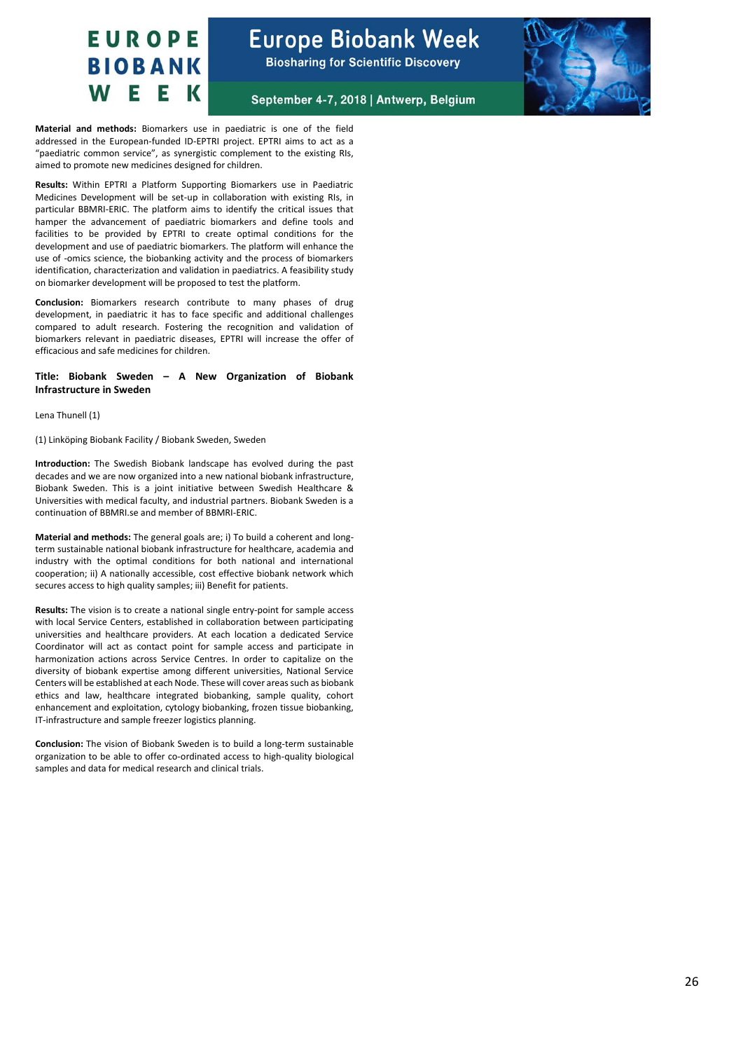**Material and methods:** Biomarkers use in paediatric is one of the field addressed in the European-funded ID-EPTRI project. EPTRI aims to act as a "paediatric common service", as synergistic complement to the existing RIs, aimed to promote new medicines designed for children.

**Results:** Within EPTRI a Platform Supporting Biomarkers use in Paediatric Medicines Development will be set-up in collaboration with existing RIs, in particular BBMRI-ERIC. The platform aims to identify the critical issues that hamper the advancement of paediatric biomarkers and define tools and facilities to be provided by EPTRI to create optimal conditions for the development and use of paediatric biomarkers. The platform will enhance the use of -omics science, the biobanking activity and the process of biomarkers identification, characterization and validation in paediatrics. A feasibility study on biomarker development will be proposed to test the platform.

**Conclusion:** Biomarkers research contribute to many phases of drug development, in paediatric it has to face specific and additional challenges compared to adult research. Fostering the recognition and validation of biomarkers relevant in paediatric diseases, EPTRI will increase the offer of efficacious and safe medicines for children.

**Title: Biobank Sweden – A New Organization of Biobank Infrastructure in Sweden**

Lena Thunell (1)

(1) Linköping Biobank Facility / Biobank Sweden, Sweden

**Introduction:** The Swedish Biobank landscape has evolved during the past decades and we are now organized into a new national biobank infrastructure, Biobank Sweden. This is a joint initiative between Swedish Healthcare & Universities with medical faculty, and industrial partners. Biobank Sweden is a continuation of BBMRI.se and member of BBMRI-ERIC.

**Material and methods:** The general goals are; i) To build a coherent and long-term sustainable national biobank infrastructure for healthcare, academia and industry with the optimal conditions for both national and international cooperation; ii) A nationally accessible, cost effective biobank network which secures access to high quality samples; iii) Benefit for patients.

**Results:** The vision is to create a national single entry-point for sample access with local Service Centers, established in collaboration between participating universities and healthcare providers. At each location a dedicated Service Coordinator will act as contact point for sample access and participate in harmonization actions across Service Centres. In order to capitalize on the diversity of biobank expertise among different universities, National Service Centers will be established at each Node. These will cover areas such as biobank ethics and law, healthcare integrated biobanking, sample quality, cohort enhancement and exploitation, cytology biobanking, frozen tissue biobanking, IT-infrastructure and sample freezer logistics planning.

**Conclusion:** The vision of Biobank Sweden is to build a long-term sustainable organization to be able to offer co-ordinated access to high-quality biological samples and data for medical research and clinical trials.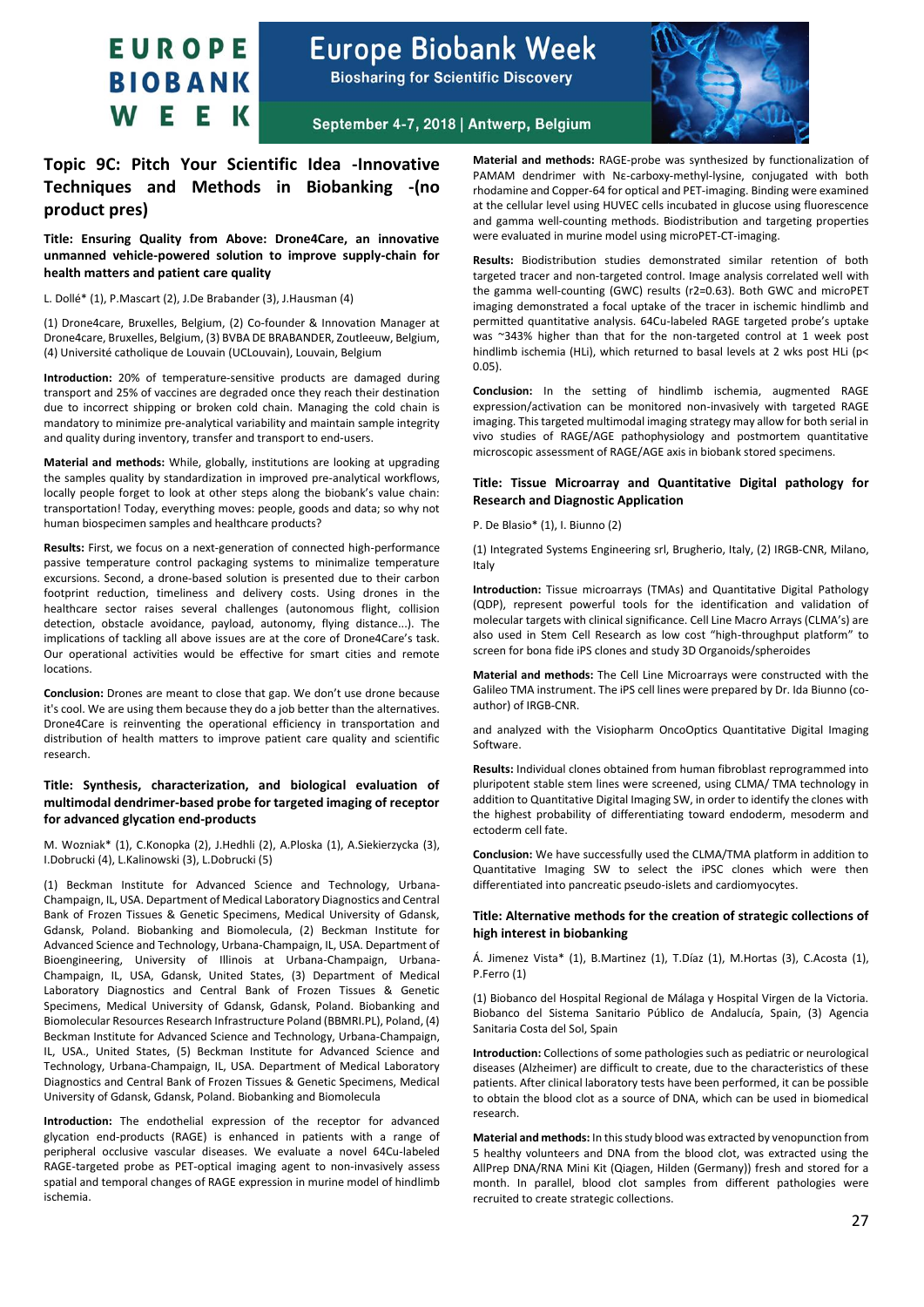## Topic 9C: Pitch Your Scientific Idea -Innovative Techniques and Methods in Biobanking -(no product pres)

### Title: Ensuring Quality from Above: Drone4Care, an innovative unmanned vehicle-powered solution to improve supply-chain for health matters and patient care quality

L. Dollé* (1), P.Mascart (2), J.De Brabander (3), J.Hausman (4)

(1) Drone4care, Bruxelles, Belgium, (2) Co-founder & Innovation Manager at Drone4care, Bruxelles, Belgium, (3) BVBA DE BRABANDER, Zoutleeuw, Belgium, (4) Université catholique de Louvain (UCLouvain), Louvain, Belgium

**Introduction:** 20% of temperature-sensitive products are damaged during transport and 25% of vaccines are degraded once they reach their destination due to incorrect shipping or broken cold chain. Managing the cold chain is mandatory to minimize pre-analytical variability and maintain sample integrity and quality during inventory, transfer and transport to end-users.

**Material and methods:** While, globally, institutions are looking at upgrading the samples quality by standardization in improved pre-analytical workflows, locally people forget to look at other steps along the biobank's value chain: transportation! Today, everything moves: people, goods and data; so why not human biospecimen samples and healthcare products?

**Results:** First, we focus on a next-generation of connected high-performance passive temperature control packaging systems to minimalize temperature excursions. Second, a drone-based solution is presented due to their carbon footprint reduction, timeliness and delivery costs. Using drones in the healthcare sector raises several challenges (autonomous flight, collision detection, obstacle avoidance, payload, autonomy, flying distance...). The implications of tackling all above issues are at the core of Drone4Care's task. Our operational activities would be effective for smart cities and remote locations.

**Conclusion:** Drones are meant to close that gap. We don't use drone because it's cool. We are using them because they do a job better than the alternatives. Drone4Care is reinventing the operational efficiency in transportation and distribution of health matters to improve patient care quality and scientific research.

### Title: Synthesis, characterization, and biological evaluation of multimodal dendrimer-based probe for targeted imaging of receptor for advanced glycation end-products

M. Wozniak* (1), C.Konopka (2), J.Hedhli (2), A.Ploska (1), A.Siekierzycka (3), I.Dobrucki (4), L.Kalinowski (3), L.Dobrucki (5)

(1) Beckman Institute for Advanced Science and Technology, Urbana-Champaign, IL, USA. Department of Medical Laboratory Diagnostics and Central Bank of Frozen Tissues & Genetic Specimens, Medical University of Gdansk, Gdansk, Poland. Biobanking and Biomolecula, (2) Beckman Institute for Advanced Science and Technology, Urbana-Champaign, IL, USA. Department of Bioengineering, University of Illinois at Urbana-Champaign, Urbana-Champaign, IL, USA, Gdansk, United States, (3) Department of Medical Laboratory Diagnostics and Central Bank of Frozen Tissues & Genetic Specimens, Medical University of Gdansk, Gdansk, Poland. Biobanking and Biomolecular Resources Research Infrastructure Poland (BBMRI.PL), Poland, (4) Beckman Institute for Advanced Science and Technology, Urbana-Champaign, IL, USA., United States, (5) Beckman Institute for Advanced Science and Technology, Urbana-Champaign, IL, USA. Department of Medical Laboratory Diagnostics and Central Bank of Frozen Tissues & Genetic Specimens, Medical University of Gdansk, Gdansk, Poland. Biobanking and Biomolecula

**Introduction:** The endothelial expression of the receptor for advanced glycation end-products (RAGE) is enhanced in patients with a range of peripheral occlusive vascular diseases. We evaluate a novel 64Cu-labeled RAGE-targeted probe as PET-optical imaging agent to non-invasively assess spatial and temporal changes of RAGE expression in murine model of hindlimb ischemia.

**Material and methods:** RAGE-probe was synthesized by functionalization of PAMAM dendrimer with Nε-carboxy-methyl-lysine, conjugated with both rhodamine and Copper-64 for optical and PET-imaging. Binding were examined at the cellular level using HUVEC cells incubated in glucose using fluorescence and gamma well-counting methods. Biodistribution and targeting properties were evaluated in murine model using microPET-CT-imaging.

**Results:** Biodistribution studies demonstrated similar retention of both targeted tracer and non-targeted control. Image analysis correlated well with the gamma well-counting (GWC) results ($r^2$=0.63). Both GWC and microPET imaging demonstrated a focal uptake of the tracer in ischemic hindlimb and permitted quantitative analysis. 64Cu-labeled RAGE targeted probe's uptake was ~343% higher than that for the non-targeted control at 1 week post hindlimb ischemia (HLi), which returned to basal levels at 2 wks post HLi ($p<0.05$).

**Conclusion:** In the setting of hindlimb ischemia, augmented RAGE expression/activation can be monitored non-invasively with targeted RAGE imaging. This targeted multimodal imaging strategy may allow for both serial in vivo studies of RAGE/AGE pathophysiology and postmortem quantitative microscopic assessment of RAGE/AGE axis in biobank stored specimens.

### Title: Tissue Microarray and Quantitative Digital pathology for Research and Diagnostic Application

P. De Blasio* (1), I. Biunno (2)

(1) Integrated Systems Engineering srl, Brugherio, Italy, (2) IRGB-CNR, Milano, Italy

**Introduction:** Tissue microarrays (TMAs) and Quantitative Digital Pathology (QDP), represent powerful tools for the identification and validation of molecular targets with clinical significance. Cell Line Macro Arrays (CLMA's) are also used in Stem Cell Research as low cost "high-throughput platform" to screen for bona fide iPS clones and study 3D Organoids/spheroides

**Material and methods:** The Cell Line Microarrays were constructed with the Galileo TMA instrument. The iPS cell lines were prepared by Dr. Ida Biunno (co-author) of IRGB-CNR.

and analyzed with the Visiopharm OncoOptics Quantitative Digital Imaging Software.

**Results:** Individual clones obtained from human fibroblast reprogrammed into pluripotent stable stem lines were screened, using CLMA/ TMA technology in addition to Quantitative Digital Imaging SW, in order to identify the clones with the highest probability of differentiating toward endoderm, mesoderm and ectoderm cell fate.

**Conclusion:** We have successfully used the CLMA/TMA platform in addition to Quantitative Imaging SW to select the iPSC clones which were then differentiated into pancreatic pseudo-islets and cardiomyocytes.

### Title: Alternative methods for the creation of strategic collections of high interest in biobanking

Á. Inmaculada Vista* (1), B.Martinez (1), T.Díaz (1), M.Hortas (3), C.Acosta (1), P.Ferro (1)

(1) Biobanco del Hospital Regional de Málaga y Hospital Virgen de la Victoria. Biobanco del Sistema Sanitario Público de Andalucía, Spain, (3) Agencia Sanitaria Costa del Sol, Spain

**Introduction:** Collections of some pathologies such as pediatric or neurological diseases (Alzheimer) are difficult to create, due to the characteristics of these patients. After clinical laboratory tests have been performed, it can be possible to obtain the blood clot as a source of DNA, which can be used in biomedical research.

**Material and methods:** In this study blood was extracted by venopunction from 5 healthy volunteers and DNA from the blood clot, was extracted using the AllPrep DNA/RNA Mini Kit (Qiagen, Hilden (Germany)) fresh and stored for a month. In parallel, blood clot samples from different pathologies were recruited to create strategic collections.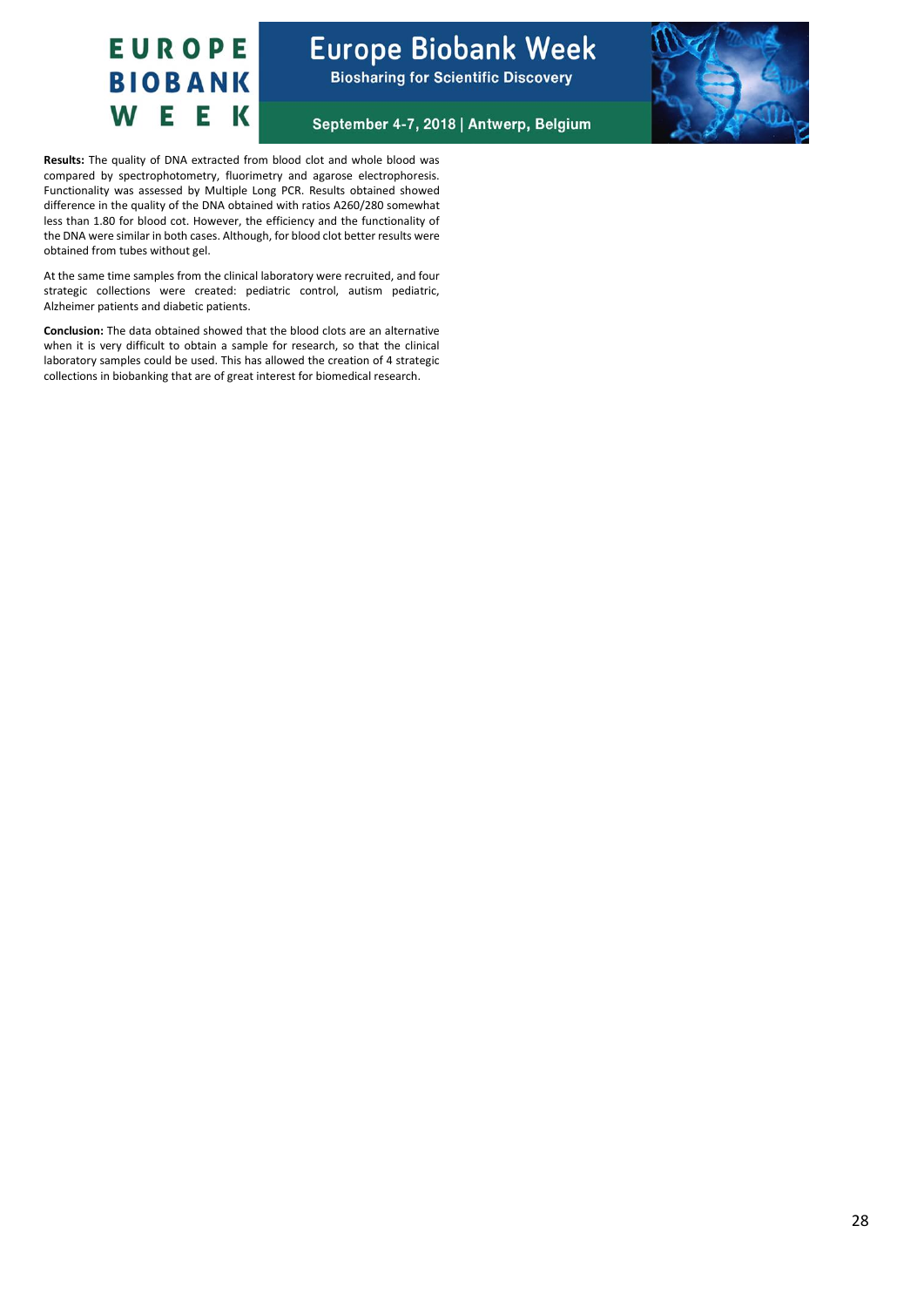**Results:** The quality of DNA extracted from blood clot and whole blood was compared by spectrophotometry, fluorimetry and agarose electrophoresis. Functionality was assessed by Multiple Long PCR. Results obtained showed difference in the quality of the DNA obtained with ratios A260/280 somewhat less than 1.80 for blood cot. However, the efficiency and the functionality of the DNA were similar in both cases. Although, for blood clot better results were obtained from tubes without gel.

At the same time samples from the clinical laboratory were recruited, and four strategic collections were created: pediatric control, autism pediatric, Alzheimer patients and diabetic patients.

**Conclusion:** The data obtained showed that the blood clots are an alternative when it is very difficult to obtain a sample for research, so that the clinical laboratory samples could be used. This has allowed the creation of 4 strategic collections in biobanking that are of great interest for biomedical research.